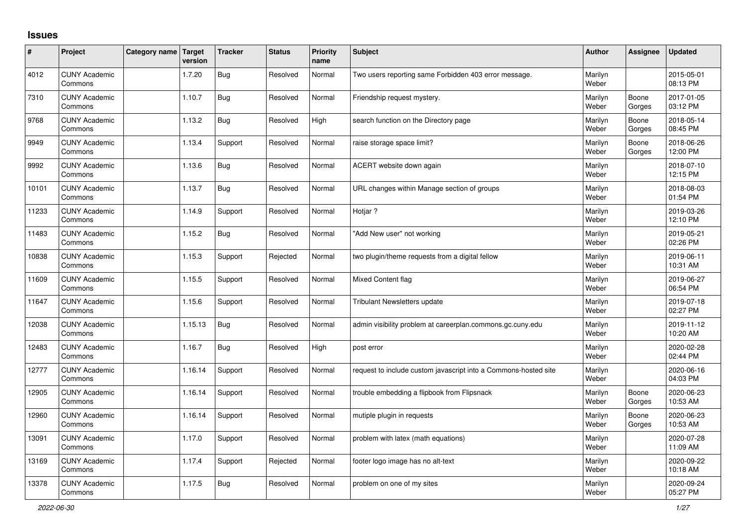# Issues

| # | Project | Category name | Target version | Tracker | Status | Priority name | Subject | Author | Assignee | Updated |
|---|---|---|---|---|---|---|---|---|---|---|
| 4012 | CUNY Academic Commons | | 1.7.20 | Bug | Resolved | Normal | Two users reporting same Forbidden 403 error message. | Marilyn Weber | | 2015-05-01 08:13 PM |
| 7310 | CUNY Academic Commons | | 1.10.7 | Bug | Resolved | Normal | Friendship request mystery. | Marilyn Weber | Boone Gorges | 2017-01-05 03:12 PM |
| 9768 | CUNY Academic Commons | | 1.13.2 | Bug | Resolved | High | search function on the Directory page | Marilyn Weber | Boone Gorges | 2018-05-14 08:45 PM |
| 9949 | CUNY Academic Commons | | 1.13.4 | Support | Resolved | Normal | raise storage space limit? | Marilyn Weber | Boone Gorges | 2018-06-26 12:00 PM |
| 9992 | CUNY Academic Commons | | 1.13.6 | Bug | Resolved | Normal | ACERT website down again | Marilyn Weber | | 2018-07-10 12:15 PM |
| 10101 | CUNY Academic Commons | | 1.13.7 | Bug | Resolved | Normal | URL changes within Manage section of groups | Marilyn Weber | | 2018-08-03 01:54 PM |
| 11233 | CUNY Academic Commons | | 1.14.9 | Support | Resolved | Normal | Hotjar ? | Marilyn Weber | | 2019-03-26 12:10 PM |
| 11483 | CUNY Academic Commons | | 1.15.2 | Bug | Resolved | Normal | "Add New user" not working | Marilyn Weber | | 2019-05-21 02:26 PM |
| 10838 | CUNY Academic Commons | | 1.15.3 | Support | Rejected | Normal | two plugin/theme requests from a digital fellow | Marilyn Weber | | 2019-06-11 10:31 AM |
| 11609 | CUNY Academic Commons | | 1.15.5 | Support | Resolved | Normal | Mixed Content flag | Marilyn Weber | | 2019-06-27 06:54 PM |
| 11647 | CUNY Academic Commons | | 1.15.6 | Support | Resolved | Normal | Tribulant Newsletters update | Marilyn Weber | | 2019-07-18 02:27 PM |
| 12038 | CUNY Academic Commons | | 1.15.13 | Bug | Resolved | Normal | admin visibility problem at careerplan.commons.gc.cuny.edu | Marilyn Weber | | 2019-11-12 10:20 AM |
| 12483 | CUNY Academic Commons | | 1.16.7 | Bug | Resolved | High | post error | Marilyn Weber | | 2020-02-28 02:44 PM |
| 12777 | CUNY Academic Commons | | 1.16.14 | Support | Resolved | Normal | request to include custom javascript into a Commons-hosted site | Marilyn Weber | | 2020-06-16 04:03 PM |
| 12905 | CUNY Academic Commons | | 1.16.14 | Support | Resolved | Normal | trouble embedding a flipbook from Flipsnack | Marilyn Weber | Boone Gorges | 2020-06-23 10:53 AM |
| 12960 | CUNY Academic Commons | | 1.16.14 | Support | Resolved | Normal | mutiple plugin in requests | Marilyn Weber | Boone Gorges | 2020-06-23 10:53 AM |
| 13091 | CUNY Academic Commons | | 1.17.0 | Support | Resolved | Normal | problem with latex (math equations) | Marilyn Weber | | 2020-07-28 11:09 AM |
| 13169 | CUNY Academic Commons | | 1.17.4 | Support | Rejected | Normal | footer logo image has no alt-text | Marilyn Weber | | 2020-09-22 10:18 AM |
| 13378 | CUNY Academic Commons | | 1.17.5 | Bug | Resolved | Normal | problem on one of my sites | Marilyn Weber | | 2020-09-24 05:27 PM |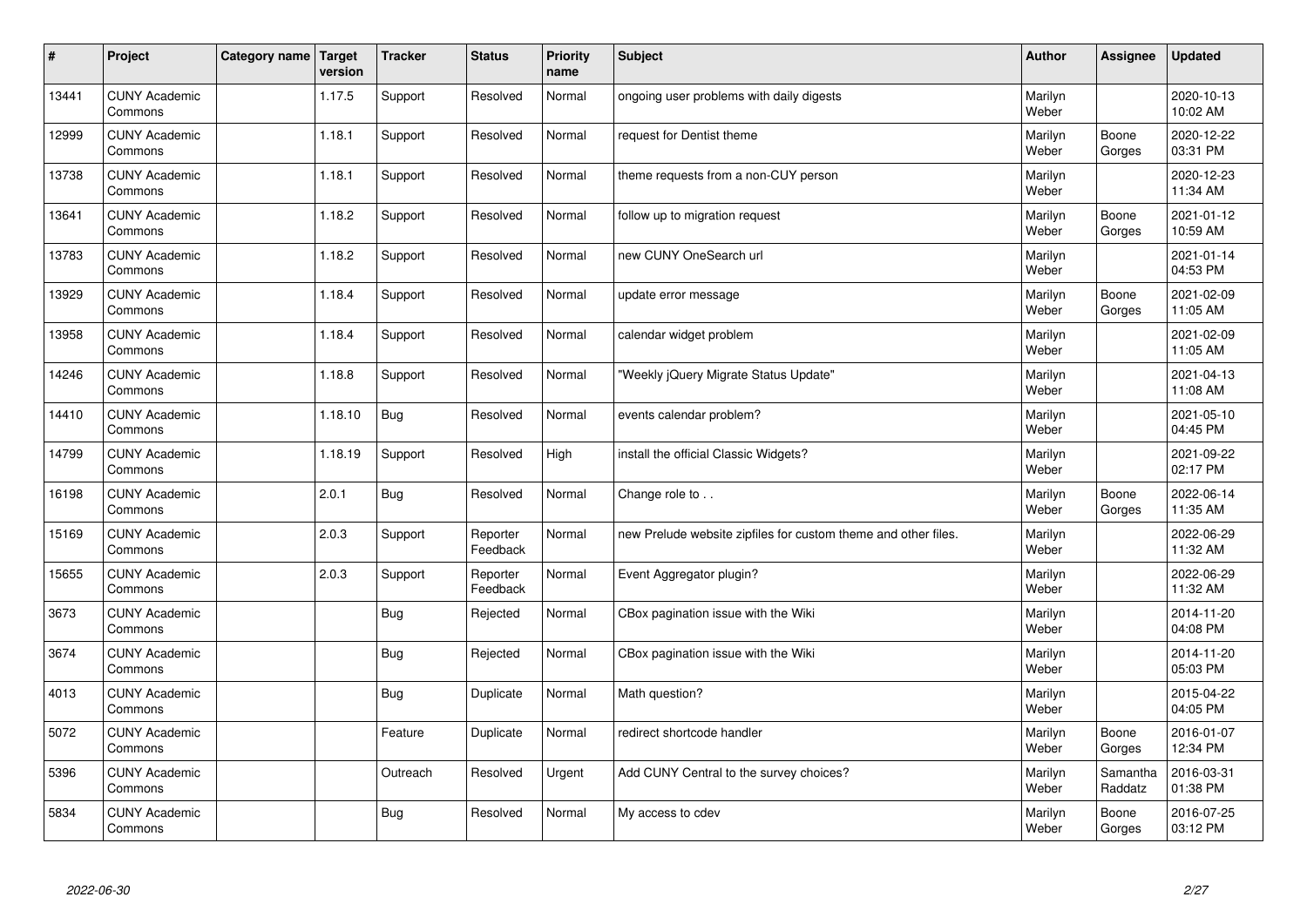| # | Project | Category name | Target version | Tracker | Status | Priority name | Subject | Author | Assignee | Updated |
|---|---|---|---|---|---|---|---|---|---|---|
| 13441 | CUNY Academic Commons | | 1.17.5 | Support | Resolved | Normal | ongoing user problems with daily digests | Marilyn Weber | | 2020-10-13 10:02 AM |
| 12999 | CUNY Academic Commons | | 1.18.1 | Support | Resolved | Normal | request for Dentist theme | Marilyn Weber | Boone Gorges | 2020-12-22 03:31 PM |
| 13738 | CUNY Academic Commons | | 1.18.1 | Support | Resolved | Normal | theme requests from a non-CUY person | Marilyn Weber | | 2020-12-23 11:34 AM |
| 13641 | CUNY Academic Commons | | 1.18.2 | Support | Resolved | Normal | follow up to migration request | Marilyn Weber | Boone Gorges | 2021-01-12 10:59 AM |
| 13783 | CUNY Academic Commons | | 1.18.2 | Support | Resolved | Normal | new CUNY OneSearch url | Marilyn Weber | | 2021-01-14 04:53 PM |
| 13929 | CUNY Academic Commons | | 1.18.4 | Support | Resolved | Normal | update error message | Marilyn Weber | Boone Gorges | 2021-02-09 11:05 AM |
| 13958 | CUNY Academic Commons | | 1.18.4 | Support | Resolved | Normal | calendar widget problem | Marilyn Weber | | 2021-02-09 11:05 AM |
| 14246 | CUNY Academic Commons | | 1.18.8 | Support | Resolved | Normal | "Weekly jQuery Migrate Status Update" | Marilyn Weber | | 2021-04-13 11:08 AM |
| 14410 | CUNY Academic Commons | | 1.18.10 | Bug | Resolved | Normal | events calendar problem? | Marilyn Weber | | 2021-05-10 04:45 PM |
| 14799 | CUNY Academic Commons | | 1.18.19 | Support | Resolved | High | install the official Classic Widgets? | Marilyn Weber | | 2021-09-22 02:17 PM |
| 16198 | CUNY Academic Commons | | 2.0.1 | Bug | Resolved | Normal | Change role to . . | Marilyn Weber | Boone Gorges | 2022-06-14 11:35 AM |
| 15169 | CUNY Academic Commons | | 2.0.3 | Support | Reporter Feedback | Normal | new Prelude website zipfiles for custom theme and other files. | Marilyn Weber | | 2022-06-29 11:32 AM |
| 15655 | CUNY Academic Commons | | 2.0.3 | Support | Reporter Feedback | Normal | Event Aggregator plugin? | Marilyn Weber | | 2022-06-29 11:32 AM |
| 3673 | CUNY Academic Commons | | | Bug | Rejected | Normal | CBox pagination issue with the Wiki | Marilyn Weber | | 2014-11-20 04:08 PM |
| 3674 | CUNY Academic Commons | | | Bug | Rejected | Normal | CBox pagination issue with the Wiki | Marilyn Weber | | 2014-11-20 05:03 PM |
| 4013 | CUNY Academic Commons | | | Bug | Duplicate | Normal | Math question? | Marilyn Weber | | 2015-04-22 04:05 PM |
| 5072 | CUNY Academic Commons | | | Feature | Duplicate | Normal | redirect shortcode handler | Marilyn Weber | Boone Gorges | 2016-01-07 12:34 PM |
| 5396 | CUNY Academic Commons | | | Outreach | Resolved | Urgent | Add CUNY Central to the survey choices? | Marilyn Weber | Samantha Raddatz | 2016-03-31 01:38 PM |
| 5834 | CUNY Academic Commons | | | Bug | Resolved | Normal | My access to cdev | Marilyn Weber | Boone Gorges | 2016-07-25 03:12 PM |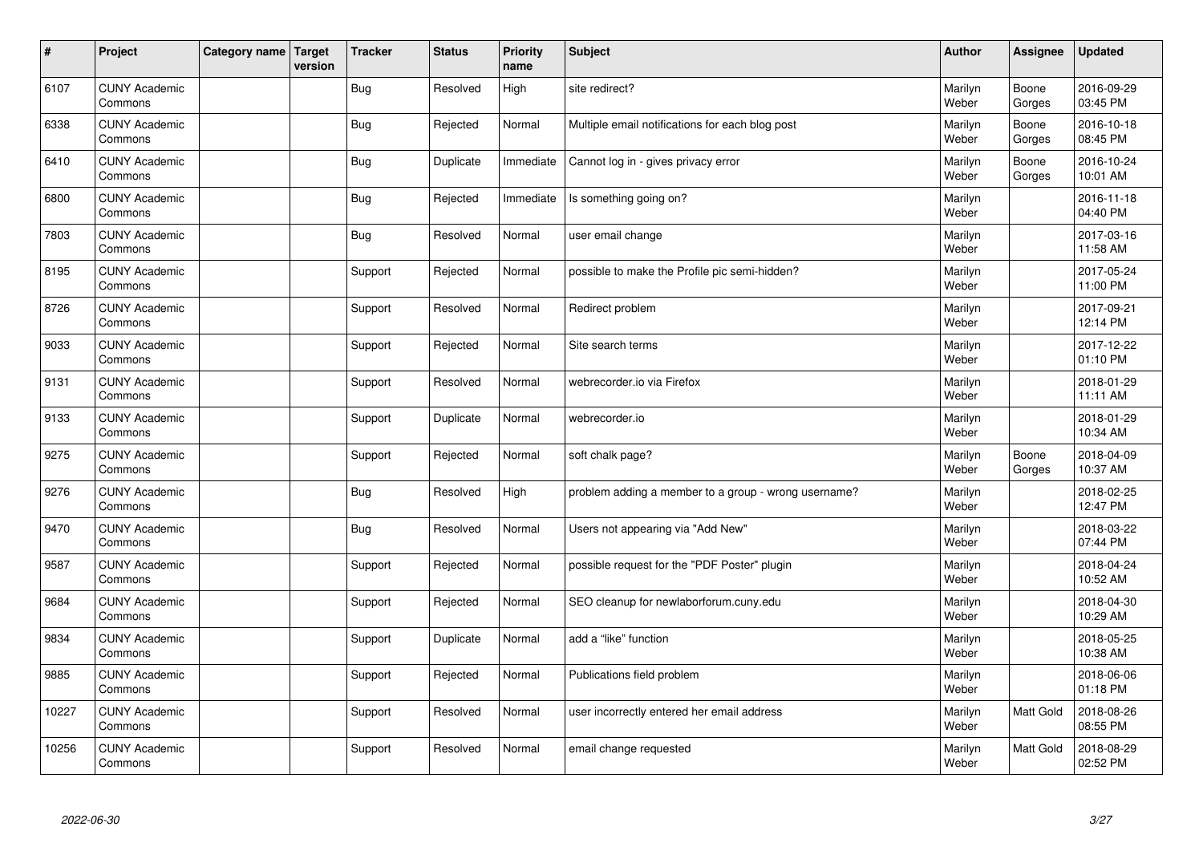| # | Project | Category name | Target version | Tracker | Status | Priority name | Subject | Author | Assignee | Updated |
|---|---|---|---|---|---|---|---|---|---|---|
| 6107 | CUNY Academic Commons | | | Bug | Resolved | High | site redirect? | Marilyn Weber | Boone Gorges | 2016-09-29 03:45 PM |
| 6338 | CUNY Academic Commons | | | Bug | Rejected | Normal | Multiple email notifications for each blog post | Marilyn Weber | Boone Gorges | 2016-10-18 08:45 PM |
| 6410 | CUNY Academic Commons | | | Bug | Duplicate | Immediate | Cannot log in - gives privacy error | Marilyn Weber | Boone Gorges | 2016-10-24 10:01 AM |
| 6800 | CUNY Academic Commons | | | Bug | Rejected | Immediate | Is something going on? | Marilyn Weber | | 2016-11-18 04:40 PM |
| 7803 | CUNY Academic Commons | | | Bug | Resolved | Normal | user email change | Marilyn Weber | | 2017-03-16 11:58 AM |
| 8195 | CUNY Academic Commons | | | Support | Rejected | Normal | possible to make the Profile pic semi-hidden? | Marilyn Weber | | 2017-05-24 11:00 PM |
| 8726 | CUNY Academic Commons | | | Support | Resolved | Normal | Redirect problem | Marilyn Weber | | 2017-09-21 12:14 PM |
| 9033 | CUNY Academic Commons | | | Support | Rejected | Normal | Site search terms | Marilyn Weber | | 2017-12-22 01:10 PM |
| 9131 | CUNY Academic Commons | | | Support | Resolved | Normal | webrecorder.io via Firefox | Marilyn Weber | | 2018-01-29 11:11 AM |
| 9133 | CUNY Academic Commons | | | Support | Duplicate | Normal | webrecorder.io | Marilyn Weber | | 2018-01-29 10:34 AM |
| 9275 | CUNY Academic Commons | | | Support | Rejected | Normal | soft chalk page? | Marilyn Weber | Boone Gorges | 2018-04-09 10:37 AM |
| 9276 | CUNY Academic Commons | | | Bug | Resolved | High | problem adding a member to a group - wrong username? | Marilyn Weber | | 2018-02-25 12:47 PM |
| 9470 | CUNY Academic Commons | | | Bug | Resolved | Normal | Users not appearing via "Add New" | Marilyn Weber | | 2018-03-22 07:44 PM |
| 9587 | CUNY Academic Commons | | | Support | Rejected | Normal | possible request for the "PDF Poster" plugin | Marilyn Weber | | 2018-04-24 10:52 AM |
| 9684 | CUNY Academic Commons | | | Support | Rejected | Normal | SEO cleanup for newlaborforum.cuny.edu | Marilyn Weber | | 2018-04-30 10:29 AM |
| 9834 | CUNY Academic Commons | | | Support | Duplicate | Normal | add a "like" function | Marilyn Weber | | 2018-05-25 10:38 AM |
| 9885 | CUNY Academic Commons | | | Support | Rejected | Normal | Publications field problem | Marilyn Weber | | 2018-06-06 01:18 PM |
| 10227 | CUNY Academic Commons | | | Support | Resolved | Normal | user incorrectly entered her email address | Marilyn Weber | Matt Gold | 2018-08-26 08:55 PM |
| 10256 | CUNY Academic Commons | | | Support | Resolved | Normal | email change requested | Marilyn Weber | Matt Gold | 2018-08-29 02:52 PM |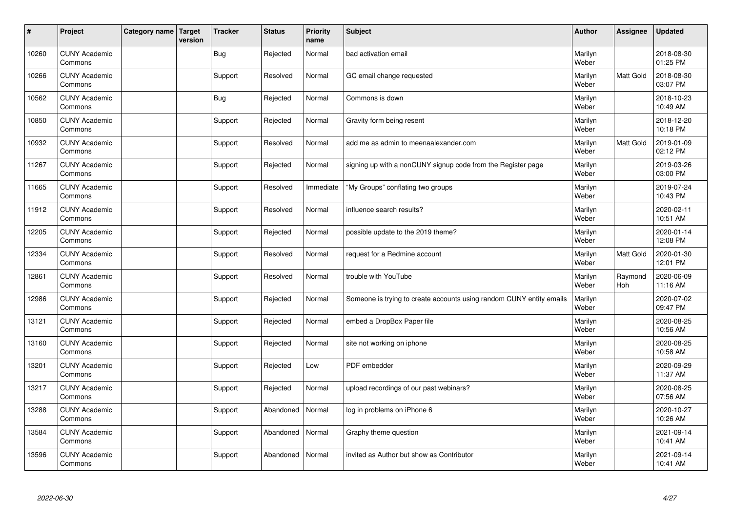| # | Project | Category name | Target version | Tracker | Status | Priority name | Subject | Author | Assignee | Updated |
|---|---|---|---|---|---|---|---|---|---|---|
| 10260 | CUNY Academic Commons | | | Bug | Rejected | Normal | bad activation email | Marilyn Weber | | 2018-08-30 01:25 PM |
| 10266 | CUNY Academic Commons | | | Support | Resolved | Normal | GC email change requested | Marilyn Weber | Matt Gold | 2018-08-30 03:07 PM |
| 10562 | CUNY Academic Commons | | | Bug | Rejected | Normal | Commons is down | Marilyn Weber | | 2018-10-23 10:49 AM |
| 10850 | CUNY Academic Commons | | | Support | Rejected | Normal | Gravity form being resent | Marilyn Weber | | 2018-12-20 10:18 PM |
| 10932 | CUNY Academic Commons | | | Support | Resolved | Normal | add me as admin to meenaalexander.com | Marilyn Weber | Matt Gold | 2019-01-09 02:12 PM |
| 11267 | CUNY Academic Commons | | | Support | Rejected | Normal | signing up with a nonCUNY signup code from the Register page | Marilyn Weber | | 2019-03-26 03:00 PM |
| 11665 | CUNY Academic Commons | | | Support | Resolved | Immediate | "My Groups" conflating two groups | Marilyn Weber | | 2019-07-24 10:43 PM |
| 11912 | CUNY Academic Commons | | | Support | Resolved | Normal | influence search results? | Marilyn Weber | | 2020-02-11 10:51 AM |
| 12205 | CUNY Academic Commons | | | Support | Rejected | Normal | possible update to the 2019 theme? | Marilyn Weber | | 2020-01-14 12:08 PM |
| 12334 | CUNY Academic Commons | | | Support | Resolved | Normal | request for a Redmine account | Marilyn Weber | Matt Gold | 2020-01-30 12:01 PM |
| 12861 | CUNY Academic Commons | | | Support | Resolved | Normal | trouble with YouTube | Marilyn Weber | Raymond Hoh | 2020-06-09 11:16 AM |
| 12986 | CUNY Academic Commons | | | Support | Rejected | Normal | Someone is trying to create accounts using random CUNY entity emails | Marilyn Weber | | 2020-07-02 09:47 PM |
| 13121 | CUNY Academic Commons | | | Support | Rejected | Normal | embed a DropBox Paper file | Marilyn Weber | | 2020-08-25 10:56 AM |
| 13160 | CUNY Academic Commons | | | Support | Rejected | Normal | site not working on iphone | Marilyn Weber | | 2020-08-25 10:58 AM |
| 13201 | CUNY Academic Commons | | | Support | Rejected | Low | PDF embedder | Marilyn Weber | | 2020-09-29 11:37 AM |
| 13217 | CUNY Academic Commons | | | Support | Rejected | Normal | upload recordings of our past webinars? | Marilyn Weber | | 2020-08-25 07:56 AM |
| 13288 | CUNY Academic Commons | | | Support | Abandoned | Normal | log in problems on iPhone 6 | Marilyn Weber | | 2020-10-27 10:26 AM |
| 13584 | CUNY Academic Commons | | | Support | Abandoned | Normal | Graphy theme question | Marilyn Weber | | 2021-09-14 10:41 AM |
| 13596 | CUNY Academic Commons | | | Support | Abandoned | Normal | invited as Author but show as Contributor | Marilyn Weber | | 2021-09-14 10:41 AM |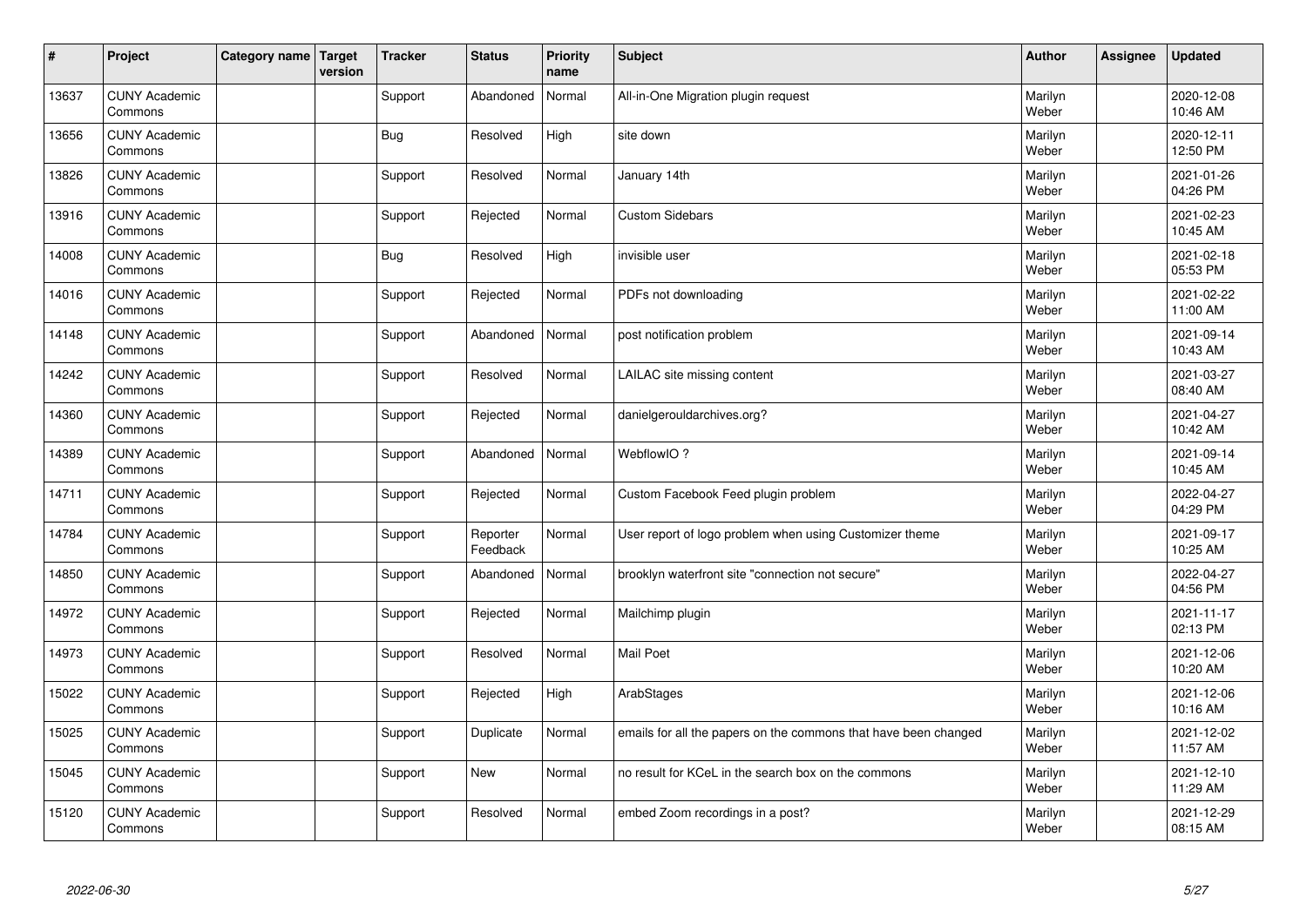| # | Project | Category name | Target version | Tracker | Status | Priority name | Subject | Author | Assignee | Updated |
|---|---|---|---|---|---|---|---|---|---|---|
| 13637 | CUNY Academic Commons | | | Support | Abandoned | Normal | All-in-One Migration plugin request | Marilyn Weber | | 2020-12-08 10:46 AM |
| 13656 | CUNY Academic Commons | | | Bug | Resolved | High | site down | Marilyn Weber | | 2020-12-11 12:50 PM |
| 13826 | CUNY Academic Commons | | | Support | Resolved | Normal | January 14th | Marilyn Weber | | 2021-01-26 04:26 PM |
| 13916 | CUNY Academic Commons | | | Support | Rejected | Normal | Custom Sidebars | Marilyn Weber | | 2021-02-23 10:45 AM |
| 14008 | CUNY Academic Commons | | | Bug | Resolved | High | invisible user | Marilyn Weber | | 2021-02-18 05:53 PM |
| 14016 | CUNY Academic Commons | | | Support | Rejected | Normal | PDFs not downloading | Marilyn Weber | | 2021-02-22 11:00 AM |
| 14148 | CUNY Academic Commons | | | Support | Abandoned | Normal | post notification problem | Marilyn Weber | | 2021-09-14 10:43 AM |
| 14242 | CUNY Academic Commons | | | Support | Resolved | Normal | LAILAC site missing content | Marilyn Weber | | 2021-03-27 08:40 AM |
| 14360 | CUNY Academic Commons | | | Support | Rejected | Normal | danielgerouldarchives.org? | Marilyn Weber | | 2021-04-27 10:42 AM |
| 14389 | CUNY Academic Commons | | | Support | Abandoned | Normal | WebflowIO ? | Marilyn Weber | | 2021-09-14 10:45 AM |
| 14711 | CUNY Academic Commons | | | Support | Rejected | Normal | Custom Facebook Feed plugin problem | Marilyn Weber | | 2022-04-27 04:29 PM |
| 14784 | CUNY Academic Commons | | | Support | Reporter Feedback | Normal | User report of logo problem when using Customizer theme | Marilyn Weber | | 2021-09-17 10:25 AM |
| 14850 | CUNY Academic Commons | | | Support | Abandoned | Normal | brooklyn waterfront site "connection not secure" | Marilyn Weber | | 2022-04-27 04:56 PM |
| 14972 | CUNY Academic Commons | | | Support | Rejected | Normal | Mailchimp plugin | Marilyn Weber | | 2021-11-17 02:13 PM |
| 14973 | CUNY Academic Commons | | | Support | Resolved | Normal | Mail Poet | Marilyn Weber | | 2021-12-06 10:20 AM |
| 15022 | CUNY Academic Commons | | | Support | Rejected | High | ArabStages | Marilyn Weber | | 2021-12-06 10:16 AM |
| 15025 | CUNY Academic Commons | | | Support | Duplicate | Normal | emails for all the papers on the commons that have been changed | Marilyn Weber | | 2021-12-02 11:57 AM |
| 15045 | CUNY Academic Commons | | | Support | New | Normal | no result for KCeL in the search box on the commons | Marilyn Weber | | 2021-12-10 11:29 AM |
| 15120 | CUNY Academic Commons | | | Support | Resolved | Normal | embed Zoom recordings in a post? | Marilyn Weber | | 2021-12-29 08:15 AM |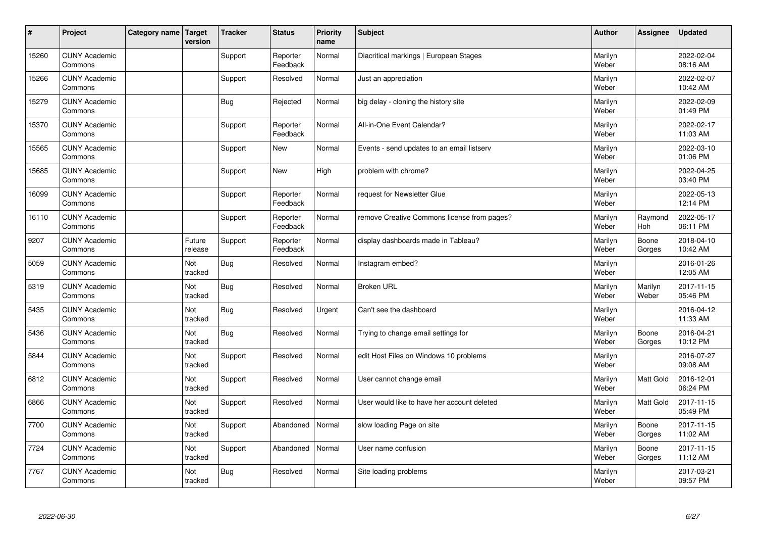| # | Project | Category name | Target version | Tracker | Status | Priority name | Subject | Author | Assignee | Updated |
|---|---|---|---|---|---|---|---|---|---|---|
| 15260 | CUNY Academic Commons | | | Support | Reporter Feedback | Normal | Diacritical markings \| European Stages | Marilyn Weber | | 2022-02-04 08:16 AM |
| 15266 | CUNY Academic Commons | | | Support | Resolved | Normal | Just an appreciation | Marilyn Weber | | 2022-02-07 10:42 AM |
| 15279 | CUNY Academic Commons | | | Bug | Rejected | Normal | big delay - cloning the history site | Marilyn Weber | | 2022-02-09 01:49 PM |
| 15370 | CUNY Academic Commons | | | Support | Reporter Feedback | Normal | All-in-One Event Calendar? | Marilyn Weber | | 2022-02-17 11:03 AM |
| 15565 | CUNY Academic Commons | | | Support | New | Normal | Events - send updates to an email listserv | Marilyn Weber | | 2022-03-10 01:06 PM |
| 15685 | CUNY Academic Commons | | | Support | New | High | problem with chrome? | Marilyn Weber | | 2022-04-25 03:40 PM |
| 16099 | CUNY Academic Commons | | | Support | Reporter Feedback | Normal | request for Newsletter Glue | Marilyn Weber | | 2022-05-13 12:14 PM |
| 16110 | CUNY Academic Commons | | | Support | Reporter Feedback | Normal | remove Creative Commons license from pages? | Marilyn Weber | Raymond Hoh | 2022-05-17 06:11 PM |
| 9207 | CUNY Academic Commons | | Future release | Support | Reporter Feedback | Normal | display dashboards made in Tableau? | Marilyn Weber | Boone Gorges | 2018-04-10 10:42 AM |
| 5059 | CUNY Academic Commons | | Not tracked | Bug | Resolved | Normal | Instagram embed? | Marilyn Weber | | 2016-01-26 12:05 AM |
| 5319 | CUNY Academic Commons | | Not tracked | Bug | Resolved | Normal | Broken URL | Marilyn Weber | Marilyn Weber | 2017-11-15 05:46 PM |
| 5435 | CUNY Academic Commons | | Not tracked | Bug | Resolved | Urgent | Can't see the dashboard | Marilyn Weber | | 2016-04-12 11:33 AM |
| 5436 | CUNY Academic Commons | | Not tracked | Bug | Resolved | Normal | Trying to change email settings for | Marilyn Weber | Boone Gorges | 2016-04-21 10:12 PM |
| 5844 | CUNY Academic Commons | | Not tracked | Support | Resolved | Normal | edit Host Files on Windows 10 problems | Marilyn Weber | | 2016-07-27 09:08 AM |
| 6812 | CUNY Academic Commons | | Not tracked | Support | Resolved | Normal | User cannot change email | Marilyn Weber | Matt Gold | 2016-12-01 06:24 PM |
| 6866 | CUNY Academic Commons | | Not tracked | Support | Resolved | Normal | User would like to have her account deleted | Marilyn Weber | Matt Gold | 2017-11-15 05:49 PM |
| 7700 | CUNY Academic Commons | | Not tracked | Support | Abandoned | Normal | slow loading Page on site | Marilyn Weber | Boone Gorges | 2017-11-15 11:02 AM |
| 7724 | CUNY Academic Commons | | Not tracked | Support | Abandoned | Normal | User name confusion | Marilyn Weber | Boone Gorges | 2017-11-15 11:12 AM |
| 7767 | CUNY Academic Commons | | Not tracked | Bug | Resolved | Normal | Site loading problems | Marilyn Weber | | 2017-03-21 09:57 PM |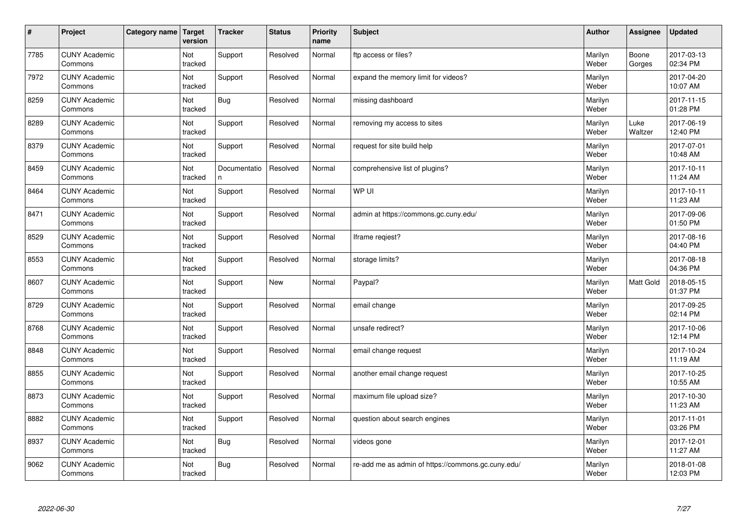| # | Project | Category name | Target version | Tracker | Status | Priority name | Subject | Author | Assignee | Updated |
|---|---|---|---|---|---|---|---|---|---|---|
| 7785 | CUNY Academic Commons | | Not tracked | Support | Resolved | Normal | ftp access or files? | Marilyn Weber | Boone Gorges | 2017-03-13 02:34 PM |
| 7972 | CUNY Academic Commons | | Not tracked | Support | Resolved | Normal | expand the memory limit for videos? | Marilyn Weber | | 2017-04-20 10:07 AM |
| 8259 | CUNY Academic Commons | | Not tracked | Bug | Resolved | Normal | missing dashboard | Marilyn Weber | | 2017-11-15 01:28 PM |
| 8289 | CUNY Academic Commons | | Not tracked | Support | Resolved | Normal | removing my access to sites | Marilyn Weber | Luke Waltzer | 2017-06-19 12:40 PM |
| 8379 | CUNY Academic Commons | | Not tracked | Support | Resolved | Normal | request for site build help | Marilyn Weber | | 2017-07-01 10:48 AM |
| 8459 | CUNY Academic Commons | | Not tracked | Documentation | Resolved | Normal | comprehensive list of plugins? | Marilyn Weber | | 2017-10-11 11:24 AM |
| 8464 | CUNY Academic Commons | | Not tracked | Support | Resolved | Normal | WP UI | Marilyn Weber | | 2017-10-11 11:23 AM |
| 8471 | CUNY Academic Commons | | Not tracked | Support | Resolved | Normal | admin at https://commons.gc.cuny.edu/ | Marilyn Weber | | 2017-09-06 01:50 PM |
| 8529 | CUNY Academic Commons | | Not tracked | Support | Resolved | Normal | Iframe reqiest? | Marilyn Weber | | 2017-08-16 04:40 PM |
| 8553 | CUNY Academic Commons | | Not tracked | Support | Resolved | Normal | storage limits? | Marilyn Weber | | 2017-08-18 04:36 PM |
| 8607 | CUNY Academic Commons | | Not tracked | Support | New | Normal | Paypal? | Marilyn Weber | Matt Gold | 2018-05-15 01:37 PM |
| 8729 | CUNY Academic Commons | | Not tracked | Support | Resolved | Normal | email change | Marilyn Weber | | 2017-09-25 02:14 PM |
| 8768 | CUNY Academic Commons | | Not tracked | Support | Resolved | Normal | unsafe redirect? | Marilyn Weber | | 2017-10-06 12:14 PM |
| 8848 | CUNY Academic Commons | | Not tracked | Support | Resolved | Normal | email change request | Marilyn Weber | | 2017-10-24 11:19 AM |
| 8855 | CUNY Academic Commons | | Not tracked | Support | Resolved | Normal | another email change request | Marilyn Weber | | 2017-10-25 10:55 AM |
| 8873 | CUNY Academic Commons | | Not tracked | Support | Resolved | Normal | maximum file upload size? | Marilyn Weber | | 2017-10-30 11:23 AM |
| 8882 | CUNY Academic Commons | | Not tracked | Support | Resolved | Normal | question about search engines | Marilyn Weber | | 2017-11-01 03:26 PM |
| 8937 | CUNY Academic Commons | | Not tracked | Bug | Resolved | Normal | videos gone | Marilyn Weber | | 2017-12-01 11:27 AM |
| 9062 | CUNY Academic Commons | | Not tracked | Bug | Resolved | Normal | re-add me as admin of https://commons.gc.cuny.edu/ | Marilyn Weber | | 2018-01-08 12:03 PM |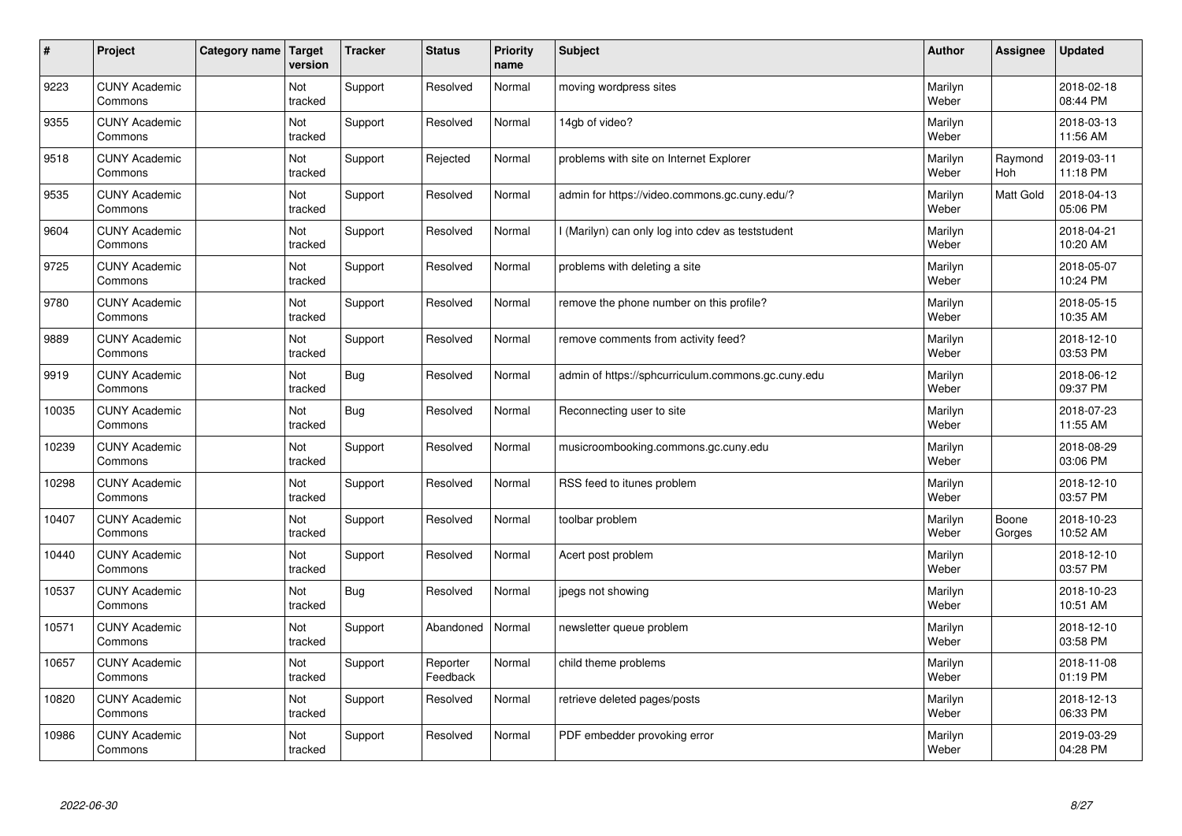| # | Project | Category name | Target version | Tracker | Status | Priority name | Subject | Author | Assignee | Updated |
| --- | --- | --- | --- | --- | --- | --- | --- | --- | --- | --- |
| 9223 | CUNY Academic Commons | | Not tracked | Support | Resolved | Normal | moving wordpress sites | Marilyn Weber | | 2018-02-18 08:44 PM |
| 9355 | CUNY Academic Commons | | Not tracked | Support | Resolved | Normal | 14gb of video? | Marilyn Weber | | 2018-03-13 11:56 AM |
| 9518 | CUNY Academic Commons | | Not tracked | Support | Rejected | Normal | problems with site on Internet Explorer | Marilyn Weber | Raymond Hoh | 2019-03-11 11:18 PM |
| 9535 | CUNY Academic Commons | | Not tracked | Support | Resolved | Normal | admin for https://video.commons.gc.cuny.edu/? | Marilyn Weber | Matt Gold | 2018-04-13 05:06 PM |
| 9604 | CUNY Academic Commons | | Not tracked | Support | Resolved | Normal | I (Marilyn) can only log into cdev as teststudent | Marilyn Weber | | 2018-04-21 10:20 AM |
| 9725 | CUNY Academic Commons | | Not tracked | Support | Resolved | Normal | problems with deleting a site | Marilyn Weber | | 2018-05-07 10:24 PM |
| 9780 | CUNY Academic Commons | | Not tracked | Support | Resolved | Normal | remove the phone number on this profile? | Marilyn Weber | | 2018-05-15 10:35 AM |
| 9889 | CUNY Academic Commons | | Not tracked | Support | Resolved | Normal | remove comments from activity feed? | Marilyn Weber | | 2018-12-10 03:53 PM |
| 9919 | CUNY Academic Commons | | Not tracked | Bug | Resolved | Normal | admin of https://sphcurriculum.commons.gc.cuny.edu | Marilyn Weber | | 2018-06-12 09:37 PM |
| 10035 | CUNY Academic Commons | | Not tracked | Bug | Resolved | Normal | Reconnecting user to site | Marilyn Weber | | 2018-07-23 11:55 AM |
| 10239 | CUNY Academic Commons | | Not tracked | Support | Resolved | Normal | musicroombooking.commons.gc.cuny.edu | Marilyn Weber | | 2018-08-29 03:06 PM |
| 10298 | CUNY Academic Commons | | Not tracked | Support | Resolved | Normal | RSS feed to itunes problem | Marilyn Weber | | 2018-12-10 03:57 PM |
| 10407 | CUNY Academic Commons | | Not tracked | Support | Resolved | Normal | toolbar problem | Marilyn Weber | Boone Gorges | 2018-10-23 10:52 AM |
| 10440 | CUNY Academic Commons | | Not tracked | Support | Resolved | Normal | Acert post problem | Marilyn Weber | | 2018-12-10 03:57 PM |
| 10537 | CUNY Academic Commons | | Not tracked | Bug | Resolved | Normal | jpegs not showing | Marilyn Weber | | 2018-10-23 10:51 AM |
| 10571 | CUNY Academic Commons | | Not tracked | Support | Abandoned | Normal | newsletter queue problem | Marilyn Weber | | 2018-12-10 03:58 PM |
| 10657 | CUNY Academic Commons | | Not tracked | Support | Reporter Feedback | Normal | child theme problems | Marilyn Weber | | 2018-11-08 01:19 PM |
| 10820 | CUNY Academic Commons | | Not tracked | Support | Resolved | Normal | retrieve deleted pages/posts | Marilyn Weber | | 2018-12-13 06:33 PM |
| 10986 | CUNY Academic Commons | | Not tracked | Support | Resolved | Normal | PDF embedder provoking error | Marilyn Weber | | 2019-03-29 04:28 PM |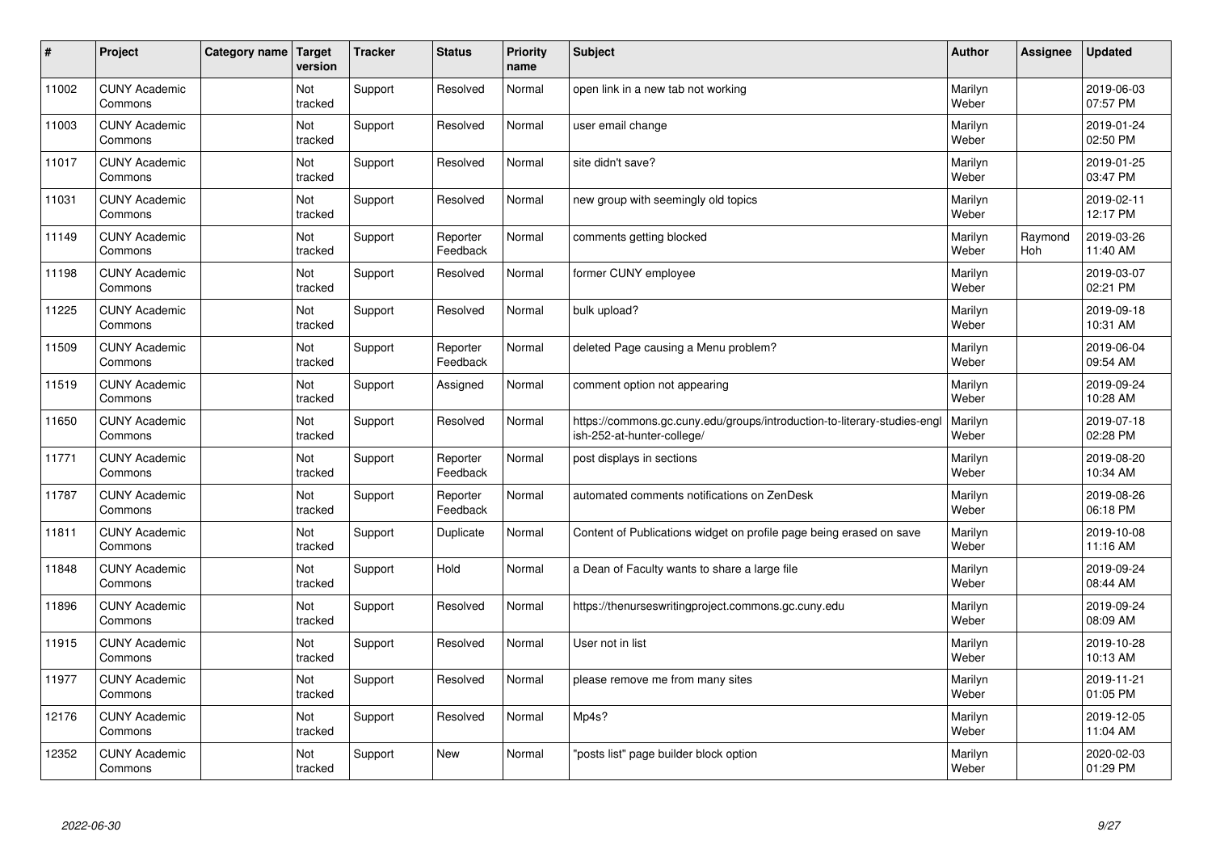| # | Project | Category name | Target version | Tracker | Status | Priority name | Subject | Author | Assignee | Updated |
|---|---|---|---|---|---|---|---|---|---|---|
| 11002 | CUNY Academic Commons | | Not tracked | Support | Resolved | Normal | open link in a new tab not working | Marilyn Weber | | 2019-06-03 07:57 PM |
| 11003 | CUNY Academic Commons | | Not tracked | Support | Resolved | Normal | user email change | Marilyn Weber | | 2019-01-24 02:50 PM |
| 11017 | CUNY Academic Commons | | Not tracked | Support | Resolved | Normal | site didn't save? | Marilyn Weber | | 2019-01-25 03:47 PM |
| 11031 | CUNY Academic Commons | | Not tracked | Support | Resolved | Normal | new group with seemingly old topics | Marilyn Weber | | 2019-02-11 12:17 PM |
| 11149 | CUNY Academic Commons | | Not tracked | Support | Reporter Feedback | Normal | comments getting blocked | Marilyn Weber | Raymond Hoh | 2019-03-26 11:40 AM |
| 11198 | CUNY Academic Commons | | Not tracked | Support | Resolved | Normal | former CUNY employee | Marilyn Weber | | 2019-03-07 02:21 PM |
| 11225 | CUNY Academic Commons | | Not tracked | Support | Resolved | Normal | bulk upload? | Marilyn Weber | | 2019-09-18 10:31 AM |
| 11509 | CUNY Academic Commons | | Not tracked | Support | Reporter Feedback | Normal | deleted Page causing a Menu problem? | Marilyn Weber | | 2019-06-04 09:54 AM |
| 11519 | CUNY Academic Commons | | Not tracked | Support | Assigned | Normal | comment option not appearing | Marilyn Weber | | 2019-09-24 10:28 AM |
| 11650 | CUNY Academic Commons | | Not tracked | Support | Resolved | Normal | https://commons.gc.cuny.edu/groups/introduction-to-literary-studies-english-252-at-hunter-college/ | Marilyn Weber | | 2019-07-18 02:28 PM |
| 11771 | CUNY Academic Commons | | Not tracked | Support | Reporter Feedback | Normal | post displays in sections | Marilyn Weber | | 2019-08-20 10:34 AM |
| 11787 | CUNY Academic Commons | | Not tracked | Support | Reporter Feedback | Normal | automated comments notifications on ZenDesk | Marilyn Weber | | 2019-08-26 06:18 PM |
| 11811 | CUNY Academic Commons | | Not tracked | Support | Duplicate | Normal | Content of Publications widget on profile page being erased on save | Marilyn Weber | | 2019-10-08 11:16 AM |
| 11848 | CUNY Academic Commons | | Not tracked | Support | Hold | Normal | a Dean of Faculty wants to share a large file | Marilyn Weber | | 2019-09-24 08:44 AM |
| 11896 | CUNY Academic Commons | | Not tracked | Support | Resolved | Normal | https://thenurseswritingproject.commons.gc.cuny.edu | Marilyn Weber | | 2019-09-24 08:09 AM |
| 11915 | CUNY Academic Commons | | Not tracked | Support | Resolved | Normal | User not in list | Marilyn Weber | | 2019-10-28 10:13 AM |
| 11977 | CUNY Academic Commons | | Not tracked | Support | Resolved | Normal | please remove me from many sites | Marilyn Weber | | 2019-11-21 01:05 PM |
| 12176 | CUNY Academic Commons | | Not tracked | Support | Resolved | Normal | Mp4s? | Marilyn Weber | | 2019-12-05 11:04 AM |
| 12352 | CUNY Academic Commons | | Not tracked | Support | New | Normal | "posts list" page builder block option | Marilyn Weber | | 2020-02-03 01:29 PM |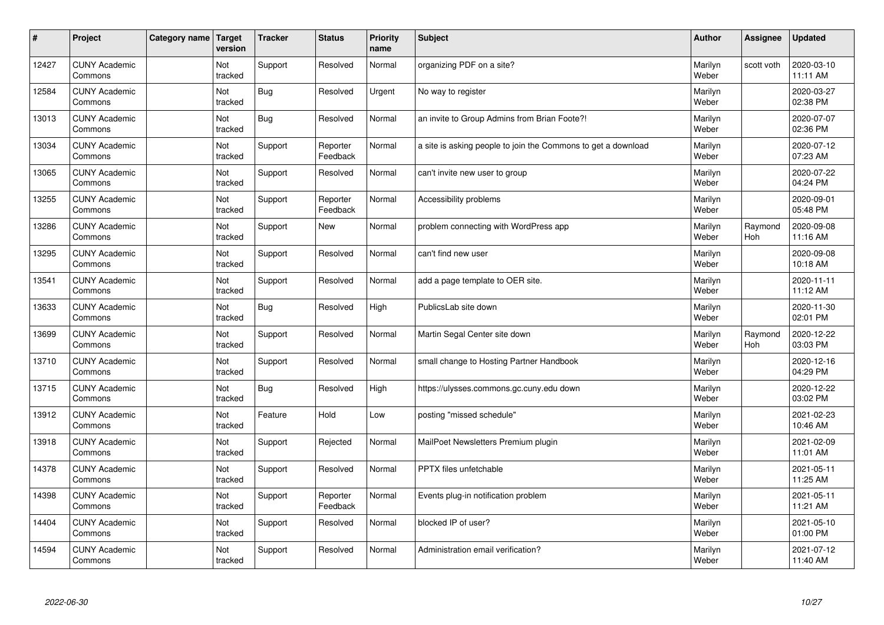| # | Project | Category name | Target version | Tracker | Status | Priority name | Subject | Author | Assignee | Updated |
|---|---|---|---|---|---|---|---|---|---|---|
| 12427 | CUNY Academic Commons | | Not tracked | Support | Resolved | Normal | organizing PDF on a site? | Marilyn Weber | scott voth | 2020-03-10 11:11 AM |
| 12584 | CUNY Academic Commons | | Not tracked | Bug | Resolved | Urgent | No way to register | Marilyn Weber | | 2020-03-27 02:38 PM |
| 13013 | CUNY Academic Commons | | Not tracked | Bug | Resolved | Normal | an invite to Group Admins from Brian Foote?! | Marilyn Weber | | 2020-07-07 02:36 PM |
| 13034 | CUNY Academic Commons | | Not tracked | Support | Reporter Feedback | Normal | a site is asking people to join the Commons to get a download | Marilyn Weber | | 2020-07-12 07:23 AM |
| 13065 | CUNY Academic Commons | | Not tracked | Support | Resolved | Normal | can't invite new user to group | Marilyn Weber | | 2020-07-22 04:24 PM |
| 13255 | CUNY Academic Commons | | Not tracked | Support | Reporter Feedback | Normal | Accessibility problems | Marilyn Weber | | 2020-09-01 05:48 PM |
| 13286 | CUNY Academic Commons | | Not tracked | Support | New | Normal | problem connecting with WordPress app | Marilyn Weber | Raymond Hoh | 2020-09-08 11:16 AM |
| 13295 | CUNY Academic Commons | | Not tracked | Support | Resolved | Normal | can't find new user | Marilyn Weber | | 2020-09-08 10:18 AM |
| 13541 | CUNY Academic Commons | | Not tracked | Support | Resolved | Normal | add a page template to OER site. | Marilyn Weber | | 2020-11-11 11:12 AM |
| 13633 | CUNY Academic Commons | | Not tracked | Bug | Resolved | High | PublicsLab site down | Marilyn Weber | | 2020-11-30 02:01 PM |
| 13699 | CUNY Academic Commons | | Not tracked | Support | Resolved | Normal | Martin Segal Center site down | Marilyn Weber | Raymond Hoh | 2020-12-22 03:03 PM |
| 13710 | CUNY Academic Commons | | Not tracked | Support | Resolved | Normal | small change to Hosting Partner Handbook | Marilyn Weber | | 2020-12-16 04:29 PM |
| 13715 | CUNY Academic Commons | | Not tracked | Bug | Resolved | High | https://ulysses.commons.gc.cuny.edu down | Marilyn Weber | | 2020-12-22 03:02 PM |
| 13912 | CUNY Academic Commons | | Not tracked | Feature | Hold | Low | posting "missed schedule" | Marilyn Weber | | 2021-02-23 10:46 AM |
| 13918 | CUNY Academic Commons | | Not tracked | Support | Rejected | Normal | MailPoet Newsletters Premium plugin | Marilyn Weber | | 2021-02-09 11:01 AM |
| 14378 | CUNY Academic Commons | | Not tracked | Support | Resolved | Normal | PPTX files unfetchable | Marilyn Weber | | 2021-05-11 11:25 AM |
| 14398 | CUNY Academic Commons | | Not tracked | Support | Reporter Feedback | Normal | Events plug-in notification problem | Marilyn Weber | | 2021-05-11 11:21 AM |
| 14404 | CUNY Academic Commons | | Not tracked | Support | Resolved | Normal | blocked IP of user? | Marilyn Weber | | 2021-05-10 01:00 PM |
| 14594 | CUNY Academic Commons | | Not tracked | Support | Resolved | Normal | Administration email verification? | Marilyn Weber | | 2021-07-12 11:40 AM |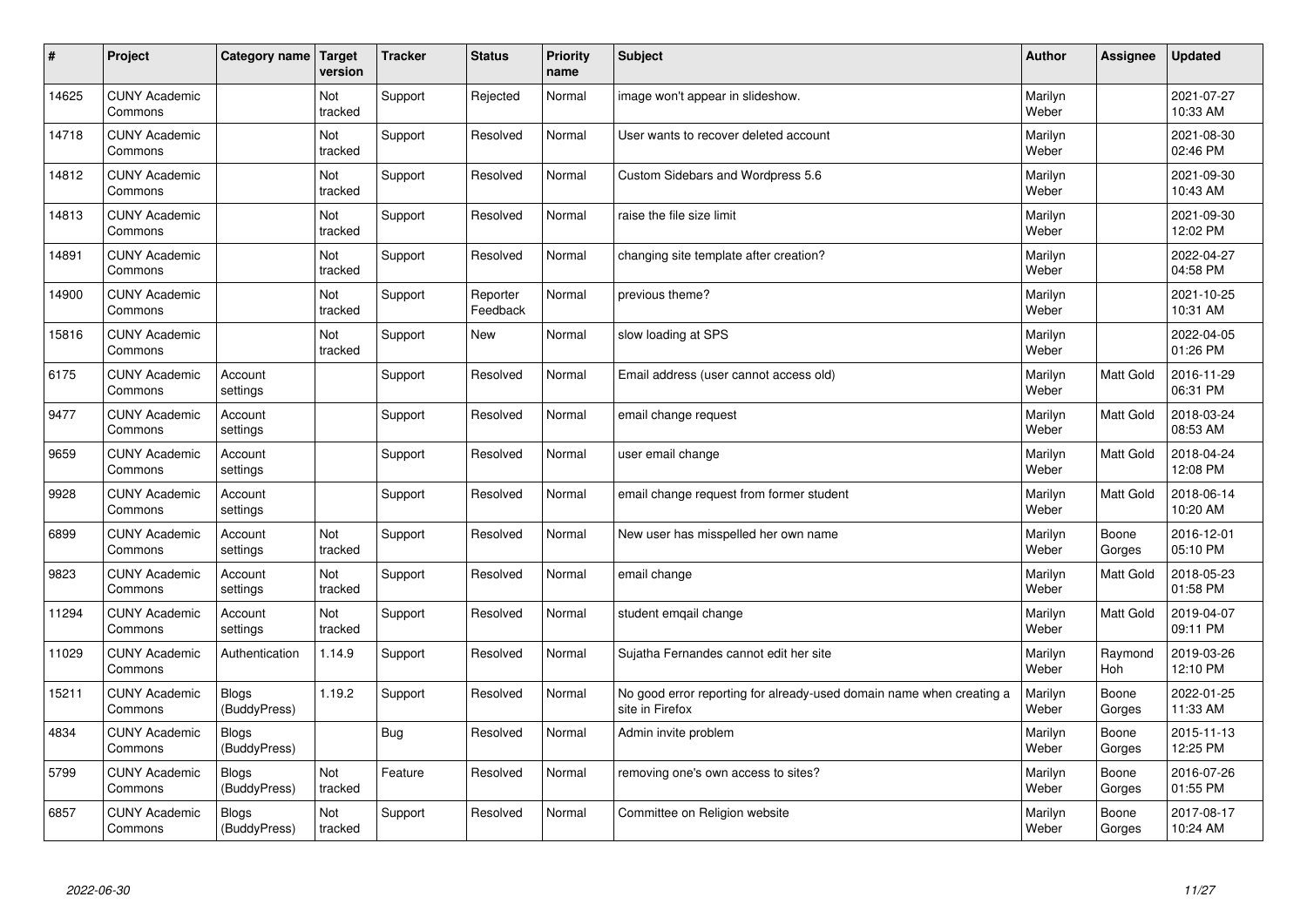| # | Project | Category name | Target version | Tracker | Status | Priority name | Subject | Author | Assignee | Updated |
|---|---|---|---|---|---|---|---|---|---|---|
| 14625 | CUNY Academic Commons | | Not tracked | Support | Rejected | Normal | image won't appear in slideshow. | Marilyn Weber | | 2021-07-27 10:33 AM |
| 14718 | CUNY Academic Commons | | Not tracked | Support | Resolved | Normal | User wants to recover deleted account | Marilyn Weber | | 2021-08-30 02:46 PM |
| 14812 | CUNY Academic Commons | | Not tracked | Support | Resolved | Normal | Custom Sidebars and Wordpress 5.6 | Marilyn Weber | | 2021-09-30 10:43 AM |
| 14813 | CUNY Academic Commons | | Not tracked | Support | Resolved | Normal | raise the file size limit | Marilyn Weber | | 2021-09-30 12:02 PM |
| 14891 | CUNY Academic Commons | | Not tracked | Support | Resolved | Normal | changing site template after creation? | Marilyn Weber | | 2022-04-27 04:58 PM |
| 14900 | CUNY Academic Commons | | Not tracked | Support | Reporter Feedback | Normal | previous theme? | Marilyn Weber | | 2021-10-25 10:31 AM |
| 15816 | CUNY Academic Commons | | Not tracked | Support | New | Normal | slow loading at SPS | Marilyn Weber | | 2022-04-05 01:26 PM |
| 6175 | CUNY Academic Commons | Account settings | | Support | Resolved | Normal | Email address (user cannot access old) | Marilyn Weber | Matt Gold | 2016-11-29 06:31 PM |
| 9477 | CUNY Academic Commons | Account settings | | Support | Resolved | Normal | email change request | Marilyn Weber | Matt Gold | 2018-03-24 08:53 AM |
| 9659 | CUNY Academic Commons | Account settings | | Support | Resolved | Normal | user email change | Marilyn Weber | Matt Gold | 2018-04-24 12:08 PM |
| 9928 | CUNY Academic Commons | Account settings | | Support | Resolved | Normal | email change request from former student | Marilyn Weber | Matt Gold | 2018-06-14 10:20 AM |
| 6899 | CUNY Academic Commons | Account settings | Not tracked | Support | Resolved | Normal | New user has misspelled her own name | Marilyn Weber | Boone Gorges | 2016-12-01 05:10 PM |
| 9823 | CUNY Academic Commons | Account settings | Not tracked | Support | Resolved | Normal | email change | Marilyn Weber | Matt Gold | 2018-05-23 01:58 PM |
| 11294 | CUNY Academic Commons | Account settings | Not tracked | Support | Resolved | Normal | student emqail change | Marilyn Weber | Matt Gold | 2019-04-07 09:11 PM |
| 11029 | CUNY Academic Commons | Authentication | 1.14.9 | Support | Resolved | Normal | Sujatha Fernandes cannot edit her site | Marilyn Weber | Raymond Hoh | 2019-03-26 12:10 PM |
| 15211 | CUNY Academic Commons | Blogs (BuddyPress) | 1.19.2 | Support | Resolved | Normal | No good error reporting for already-used domain name when creating a site in Firefox | Marilyn Weber | Boone Gorges | 2022-01-25 11:33 AM |
| 4834 | CUNY Academic Commons | Blogs (BuddyPress) | | Bug | Resolved | Normal | Admin invite problem | Marilyn Weber | Boone Gorges | 2015-11-13 12:25 PM |
| 5799 | CUNY Academic Commons | Blogs (BuddyPress) | Not tracked | Feature | Resolved | Normal | removing one's own access to sites? | Marilyn Weber | Boone Gorges | 2016-07-26 01:55 PM |
| 6857 | CUNY Academic Commons | Blogs (BuddyPress) | Not tracked | Support | Resolved | Normal | Committee on Religion website | Marilyn Weber | Boone Gorges | 2017-08-17 10:24 AM |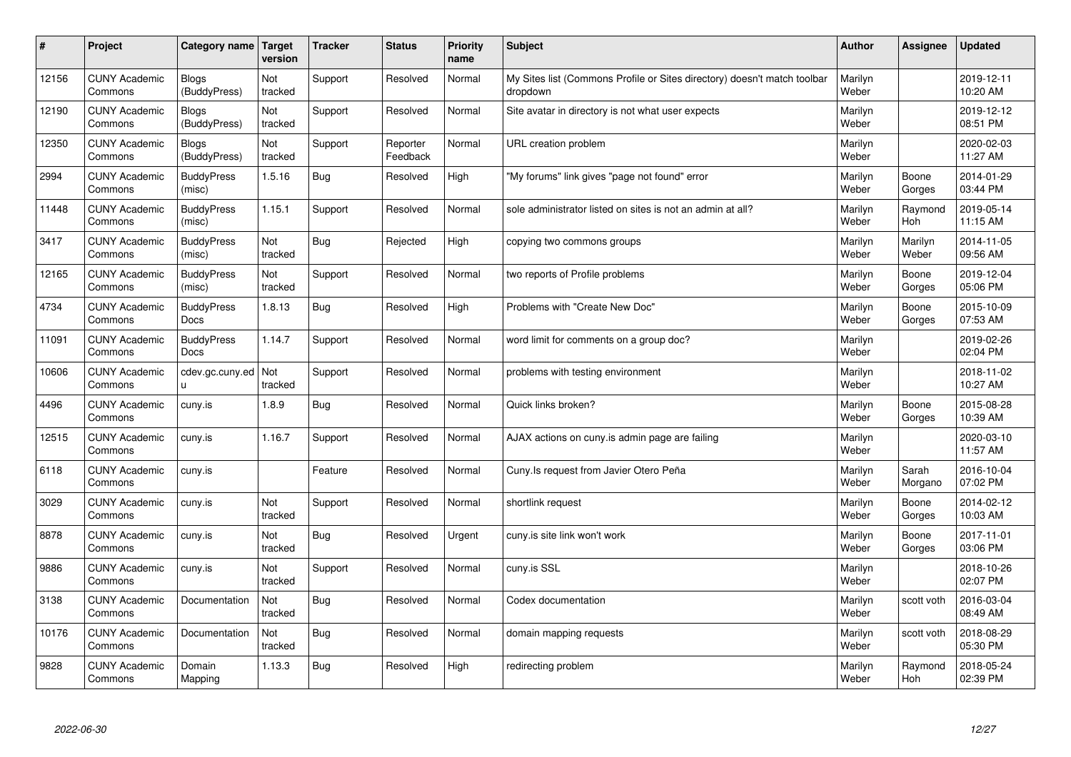| # | Project | Category name | Target version | Tracker | Status | Priority name | Subject | Author | Assignee | Updated |
|---|---|---|---|---|---|---|---|---|---|---|
| 12156 | CUNY Academic Commons | Blogs (BuddyPress) | Not tracked | Support | Resolved | Normal | My Sites list (Commons Profile or Sites directory) doesn't match toolbar dropdown | Marilyn Weber | | 2019-12-11 10:20 AM |
| 12190 | CUNY Academic Commons | Blogs (BuddyPress) | Not tracked | Support | Resolved | Normal | Site avatar in directory is not what user expects | Marilyn Weber | | 2019-12-12 08:51 PM |
| 12350 | CUNY Academic Commons | Blogs (BuddyPress) | Not tracked | Support | Reporter Feedback | Normal | URL creation problem | Marilyn Weber | | 2020-02-03 11:27 AM |
| 2994 | CUNY Academic Commons | BuddyPress (misc) | 1.5.16 | Bug | Resolved | High | "My forums" link gives "page not found" error | Marilyn Weber | Boone Gorges | 2014-01-29 03:44 PM |
| 11448 | CUNY Academic Commons | BuddyPress (misc) | 1.15.1 | Support | Resolved | Normal | sole administrator listed on sites is not an admin at all? | Marilyn Weber | Raymond Hoh | 2019-05-14 11:15 AM |
| 3417 | CUNY Academic Commons | BuddyPress (misc) | Not tracked | Bug | Rejected | High | copying two commons groups | Marilyn Weber | Marilyn Weber | 2014-11-05 09:56 AM |
| 12165 | CUNY Academic Commons | BuddyPress (misc) | Not tracked | Support | Resolved | Normal | two reports of Profile problems | Marilyn Weber | Boone Gorges | 2019-12-04 05:06 PM |
| 4734 | CUNY Academic Commons | BuddyPress Docs | 1.8.13 | Bug | Resolved | High | Problems with "Create New Doc" | Marilyn Weber | Boone Gorges | 2015-10-09 07:53 AM |
| 11091 | CUNY Academic Commons | BuddyPress Docs | 1.14.7 | Support | Resolved | Normal | word limit for comments on a group doc? | Marilyn Weber | | 2019-02-26 02:04 PM |
| 10606 | CUNY Academic Commons | cdev.gc.cuny.edu | Not tracked | Support | Resolved | Normal | problems with testing environment | Marilyn Weber | | 2018-11-02 10:27 AM |
| 4496 | CUNY Academic Commons | cuny.is | 1.8.9 | Bug | Resolved | Normal | Quick links broken? | Marilyn Weber | Boone Gorges | 2015-08-28 10:39 AM |
| 12515 | CUNY Academic Commons | cuny.is | 1.16.7 | Support | Resolved | Normal | AJAX actions on cuny.is admin page are failing | Marilyn Weber | | 2020-03-10 11:57 AM |
| 6118 | CUNY Academic Commons | cuny.is | | Feature | Resolved | Normal | Cuny.Is request from Javier Otero Peña | Marilyn Weber | Sarah Morgano | 2016-10-04 07:02 PM |
| 3029 | CUNY Academic Commons | cuny.is | Not tracked | Support | Resolved | Normal | shortlink request | Marilyn Weber | Boone Gorges | 2014-02-12 10:03 AM |
| 8878 | CUNY Academic Commons | cuny.is | Not tracked | Bug | Resolved | Urgent | cuny.is site link won't work | Marilyn Weber | Boone Gorges | 2017-11-01 03:06 PM |
| 9886 | CUNY Academic Commons | cuny.is | Not tracked | Support | Resolved | Normal | cuny.is SSL | Marilyn Weber | | 2018-10-26 02:07 PM |
| 3138 | CUNY Academic Commons | Documentation | Not tracked | Bug | Resolved | Normal | Codex documentation | Marilyn Weber | scott voth | 2016-03-04 08:49 AM |
| 10176 | CUNY Academic Commons | Documentation | Not tracked | Bug | Resolved | Normal | domain mapping requests | Marilyn Weber | scott voth | 2018-08-29 05:30 PM |
| 9828 | CUNY Academic Commons | Domain Mapping | 1.13.3 | Bug | Resolved | High | redirecting problem | Marilyn Weber | Raymond Hoh | 2018-05-24 02:39 PM |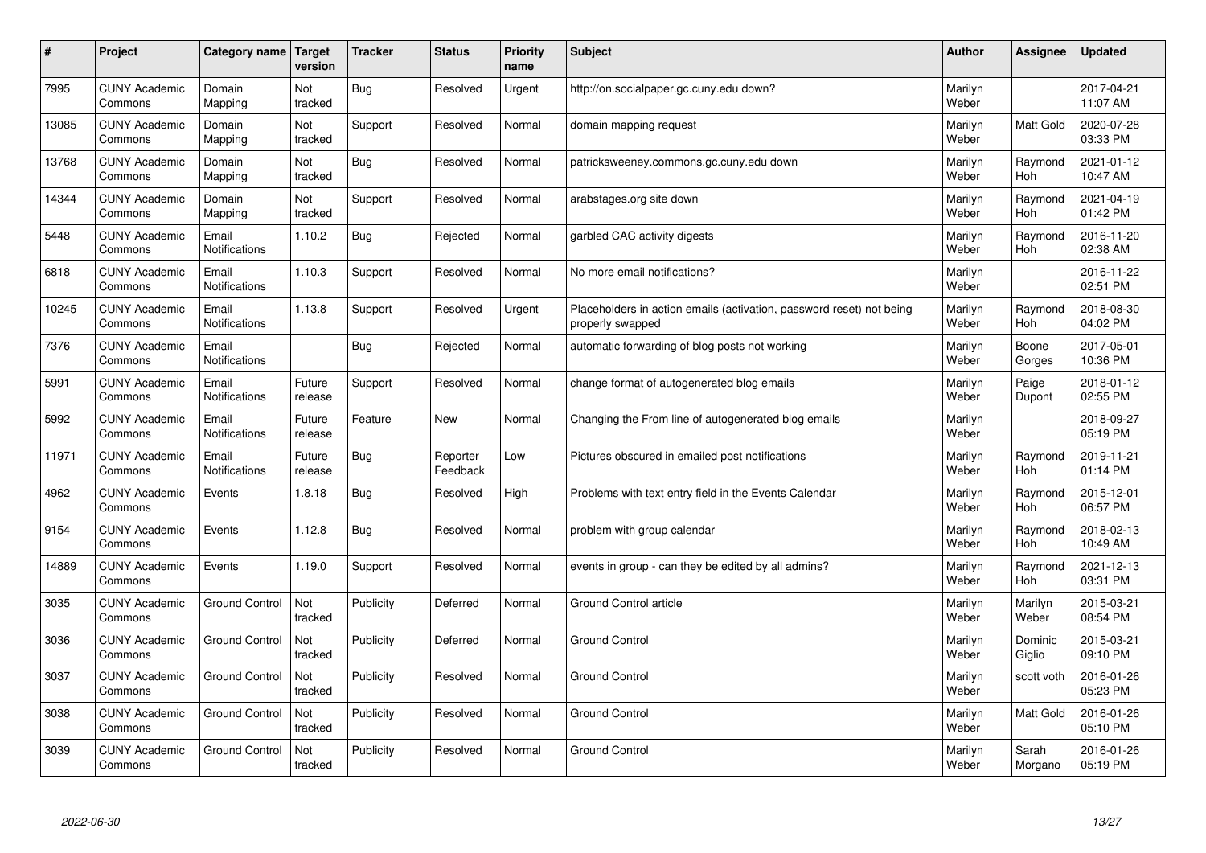| # | Project | Category name | Target version | Tracker | Status | Priority name | Subject | Author | Assignee | Updated |
|---|---|---|---|---|---|---|---|---|---|---|
| 7995 | CUNY Academic Commons | Domain Mapping | Not tracked | Bug | Resolved | Urgent | http://on.socialpaper.gc.cuny.edu down? | Marilyn Weber | | 2017-04-21 11:07 AM |
| 13085 | CUNY Academic Commons | Domain Mapping | Not tracked | Support | Resolved | Normal | domain mapping request | Marilyn Weber | Matt Gold | 2020-07-28 03:33 PM |
| 13768 | CUNY Academic Commons | Domain Mapping | Not tracked | Bug | Resolved | Normal | patricksweeney.commons.gc.cuny.edu down | Marilyn Weber | Raymond Hoh | 2021-01-12 10:47 AM |
| 14344 | CUNY Academic Commons | Domain Mapping | Not tracked | Support | Resolved | Normal | arabstages.org site down | Marilyn Weber | Raymond Hoh | 2021-04-19 01:42 PM |
| 5448 | CUNY Academic Commons | Email Notifications | 1.10.2 | Bug | Rejected | Normal | garbled CAC activity digests | Marilyn Weber | Raymond Hoh | 2016-11-20 02:38 AM |
| 6818 | CUNY Academic Commons | Email Notifications | 1.10.3 | Support | Resolved | Normal | No more email notifications? | Marilyn Weber | | 2016-11-22 02:51 PM |
| 10245 | CUNY Academic Commons | Email Notifications | 1.13.8 | Support | Resolved | Urgent | Placeholders in action emails (activation, password reset) not being properly swapped | Marilyn Weber | Raymond Hoh | 2018-08-30 04:02 PM |
| 7376 | CUNY Academic Commons | Email Notifications | | Bug | Rejected | Normal | automatic forwarding of blog posts not working | Marilyn Weber | Boone Gorges | 2017-05-01 10:36 PM |
| 5991 | CUNY Academic Commons | Email Notifications | Future release | Support | Resolved | Normal | change format of autogenerated blog emails | Marilyn Weber | Paige Dupont | 2018-01-12 02:55 PM |
| 5992 | CUNY Academic Commons | Email Notifications | Future release | Feature | New | Normal | Changing the From line of autogenerated blog emails | Marilyn Weber | | 2018-09-27 05:19 PM |
| 11971 | CUNY Academic Commons | Email Notifications | Future release | Bug | Reporter Feedback | Low | Pictures obscured in emailed post notifications | Marilyn Weber | Raymond Hoh | 2019-11-21 01:14 PM |
| 4962 | CUNY Academic Commons | Events | 1.8.18 | Bug | Resolved | High | Problems with text entry field in the Events Calendar | Marilyn Weber | Raymond Hoh | 2015-12-01 06:57 PM |
| 9154 | CUNY Academic Commons | Events | 1.12.8 | Bug | Resolved | Normal | problem with group calendar | Marilyn Weber | Raymond Hoh | 2018-02-13 10:49 AM |
| 14889 | CUNY Academic Commons | Events | 1.19.0 | Support | Resolved | Normal | events in group - can they be edited by all admins? | Marilyn Weber | Raymond Hoh | 2021-12-13 03:31 PM |
| 3035 | CUNY Academic Commons | Ground Control | Not tracked | Publicity | Deferred | Normal | Ground Control article | Marilyn Weber | Marilyn Weber | 2015-03-21 08:54 PM |
| 3036 | CUNY Academic Commons | Ground Control | Not tracked | Publicity | Deferred | Normal | Ground Control | Marilyn Weber | Dominic Giglio | 2015-03-21 09:10 PM |
| 3037 | CUNY Academic Commons | Ground Control | Not tracked | Publicity | Resolved | Normal | Ground Control | Marilyn Weber | scott voth | 2016-01-26 05:23 PM |
| 3038 | CUNY Academic Commons | Ground Control | Not tracked | Publicity | Resolved | Normal | Ground Control | Marilyn Weber | Matt Gold | 2016-01-26 05:10 PM |
| 3039 | CUNY Academic Commons | Ground Control | Not tracked | Publicity | Resolved | Normal | Ground Control | Marilyn Weber | Sarah Morgano | 2016-01-26 05:19 PM |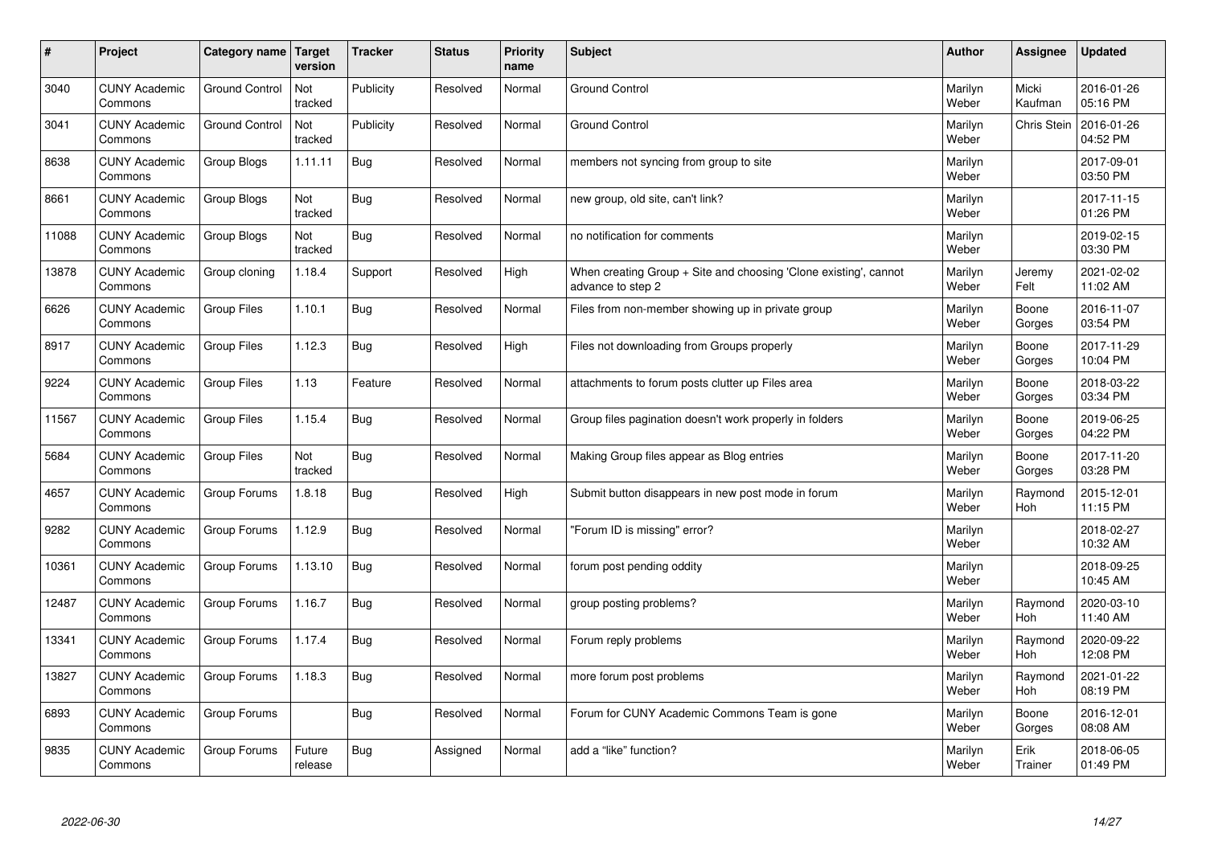| # | Project | Category name | Target version | Tracker | Status | Priority name | Subject | Author | Assignee | Updated |
|---|---|---|---|---|---|---|---|---|---|---|
| 3040 | CUNY Academic Commons | Ground Control | Not tracked | Publicity | Resolved | Normal | Ground Control | Marilyn Weber | Micki Kaufman | 2016-01-26 05:16 PM |
| 3041 | CUNY Academic Commons | Ground Control | Not tracked | Publicity | Resolved | Normal | Ground Control | Marilyn Weber | Chris Stein | 2016-01-26 04:52 PM |
| 8638 | CUNY Academic Commons | Group Blogs | 1.11.11 | Bug | Resolved | Normal | members not syncing from group to site | Marilyn Weber | | 2017-09-01 03:50 PM |
| 8661 | CUNY Academic Commons | Group Blogs | Not tracked | Bug | Resolved | Normal | new group, old site, can't link? | Marilyn Weber | | 2017-11-15 01:26 PM |
| 11088 | CUNY Academic Commons | Group Blogs | Not tracked | Bug | Resolved | Normal | no notification for comments | Marilyn Weber | | 2019-02-15 03:30 PM |
| 13878 | CUNY Academic Commons | Group cloning | 1.18.4 | Support | Resolved | High | When creating Group + Site and choosing 'Clone existing', cannot advance to step 2 | Marilyn Weber | Jeremy Felt | 2021-02-02 11:02 AM |
| 6626 | CUNY Academic Commons | Group Files | 1.10.1 | Bug | Resolved | Normal | Files from non-member showing up in private group | Marilyn Weber | Boone Gorges | 2016-11-07 03:54 PM |
| 8917 | CUNY Academic Commons | Group Files | 1.12.3 | Bug | Resolved | High | Files not downloading from Groups properly | Marilyn Weber | Boone Gorges | 2017-11-29 10:04 PM |
| 9224 | CUNY Academic Commons | Group Files | 1.13 | Feature | Resolved | Normal | attachments to forum posts clutter up Files area | Marilyn Weber | Boone Gorges | 2018-03-22 03:34 PM |
| 11567 | CUNY Academic Commons | Group Files | 1.15.4 | Bug | Resolved | Normal | Group files pagination doesn't work properly in folders | Marilyn Weber | Boone Gorges | 2019-06-25 04:22 PM |
| 5684 | CUNY Academic Commons | Group Files | Not tracked | Bug | Resolved | Normal | Making Group files appear as Blog entries | Marilyn Weber | Boone Gorges | 2017-11-20 03:28 PM |
| 4657 | CUNY Academic Commons | Group Forums | 1.8.18 | Bug | Resolved | High | Submit button disappears in new post mode in forum | Marilyn Weber | Raymond Hoh | 2015-12-01 11:15 PM |
| 9282 | CUNY Academic Commons | Group Forums | 1.12.9 | Bug | Resolved | Normal | "Forum ID is missing" error? | Marilyn Weber | | 2018-02-27 10:32 AM |
| 10361 | CUNY Academic Commons | Group Forums | 1.13.10 | Bug | Resolved | Normal | forum post pending oddity | Marilyn Weber | | 2018-09-25 10:45 AM |
| 12487 | CUNY Academic Commons | Group Forums | 1.16.7 | Bug | Resolved | Normal | group posting problems? | Marilyn Weber | Raymond Hoh | 2020-03-10 11:40 AM |
| 13341 | CUNY Academic Commons | Group Forums | 1.17.4 | Bug | Resolved | Normal | Forum reply problems | Marilyn Weber | Raymond Hoh | 2020-09-22 12:08 PM |
| 13827 | CUNY Academic Commons | Group Forums | 1.18.3 | Bug | Resolved | Normal | more forum post problems | Marilyn Weber | Raymond Hoh | 2021-01-22 08:19 PM |
| 6893 | CUNY Academic Commons | Group Forums | | Bug | Resolved | Normal | Forum for CUNY Academic Commons Team is gone | Marilyn Weber | Boone Gorges | 2016-12-01 08:08 AM |
| 9835 | CUNY Academic Commons | Group Forums | Future release | Bug | Assigned | Normal | add a "like" function? | Marilyn Weber | Erik Trainer | 2018-06-05 01:49 PM |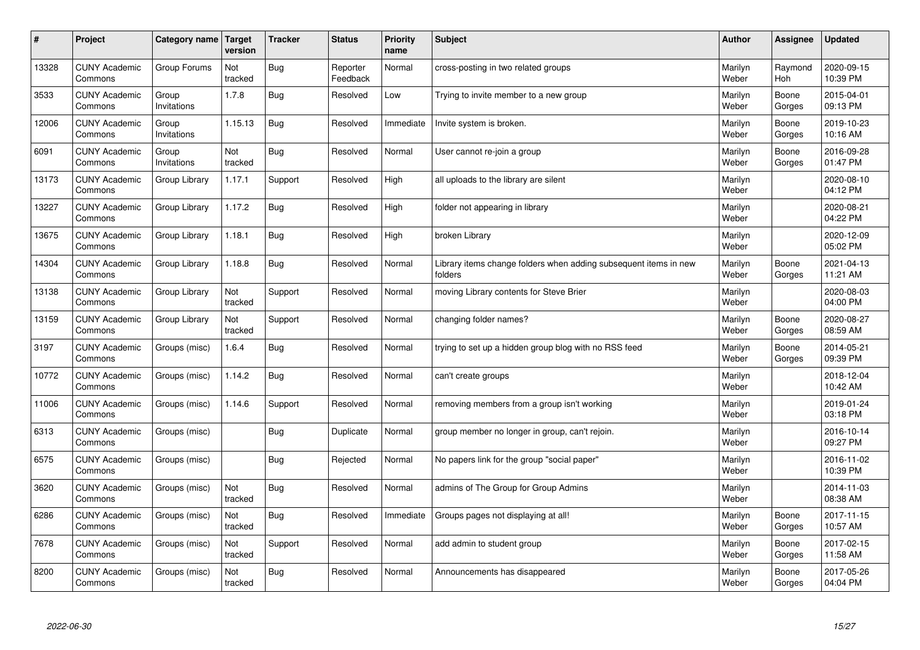| # | Project | Category name | Target version | Tracker | Status | Priority name | Subject | Author | Assignee | Updated |
|---|---|---|---|---|---|---|---|---|---|---|
| 13328 | CUNY Academic Commons | Group Forums | Not tracked | Bug | Reporter Feedback | Normal | cross-posting in two related groups | Marilyn Weber | Raymond Hoh | 2020-09-15 10:39 PM |
| 3533 | CUNY Academic Commons | Group Invitations | 1.7.8 | Bug | Resolved | Low | Trying to invite member to a new group | Marilyn Weber | Boone Gorges | 2015-04-01 09:13 PM |
| 12006 | CUNY Academic Commons | Group Invitations | 1.15.13 | Bug | Resolved | Immediate | Invite system is broken. | Marilyn Weber | Boone Gorges | 2019-10-23 10:16 AM |
| 6091 | CUNY Academic Commons | Group Invitations | Not tracked | Bug | Resolved | Normal | User cannot re-join a group | Marilyn Weber | Boone Gorges | 2016-09-28 01:47 PM |
| 13173 | CUNY Academic Commons | Group Library | 1.17.1 | Support | Resolved | High | all uploads to the library are silent | Marilyn Weber | | 2020-08-10 04:12 PM |
| 13227 | CUNY Academic Commons | Group Library | 1.17.2 | Bug | Resolved | High | folder not appearing in library | Marilyn Weber | | 2020-08-21 04:22 PM |
| 13675 | CUNY Academic Commons | Group Library | 1.18.1 | Bug | Resolved | High | broken Library | Marilyn Weber | | 2020-12-09 05:02 PM |
| 14304 | CUNY Academic Commons | Group Library | 1.18.8 | Bug | Resolved | Normal | Library items change folders when adding subsequent items in new folders | Marilyn Weber | Boone Gorges | 2021-04-13 11:21 AM |
| 13138 | CUNY Academic Commons | Group Library | Not tracked | Support | Resolved | Normal | moving Library contents for Steve Brier | Marilyn Weber | | 2020-08-03 04:00 PM |
| 13159 | CUNY Academic Commons | Group Library | Not tracked | Support | Resolved | Normal | changing folder names? | Marilyn Weber | Boone Gorges | 2020-08-27 08:59 AM |
| 3197 | CUNY Academic Commons | Groups (misc) | 1.6.4 | Bug | Resolved | Normal | trying to set up a hidden group blog with no RSS feed | Marilyn Weber | Boone Gorges | 2014-05-21 09:39 PM |
| 10772 | CUNY Academic Commons | Groups (misc) | 1.14.2 | Bug | Resolved | Normal | can't create groups | Marilyn Weber | | 2018-12-04 10:42 AM |
| 11006 | CUNY Academic Commons | Groups (misc) | 1.14.6 | Support | Resolved | Normal | removing members from a group isn't working | Marilyn Weber | | 2019-01-24 03:18 PM |
| 6313 | CUNY Academic Commons | Groups (misc) | | Bug | Duplicate | Normal | group member no longer in group, can't rejoin. | Marilyn Weber | | 2016-10-14 09:27 PM |
| 6575 | CUNY Academic Commons | Groups (misc) | | Bug | Rejected | Normal | No papers link for the group "social paper" | Marilyn Weber | | 2016-11-02 10:39 PM |
| 3620 | CUNY Academic Commons | Groups (misc) | Not tracked | Bug | Resolved | Normal | admins of The Group for Group Admins | Marilyn Weber | | 2014-11-03 08:38 AM |
| 6286 | CUNY Academic Commons | Groups (misc) | Not tracked | Bug | Resolved | Immediate | Groups pages not displaying at all! | Marilyn Weber | Boone Gorges | 2017-11-15 10:57 AM |
| 7678 | CUNY Academic Commons | Groups (misc) | Not tracked | Support | Resolved | Normal | add admin to student group | Marilyn Weber | Boone Gorges | 2017-02-15 11:58 AM |
| 8200 | CUNY Academic Commons | Groups (misc) | Not tracked | Bug | Resolved | Normal | Announcements has disappeared | Marilyn Weber | Boone Gorges | 2017-05-26 04:04 PM |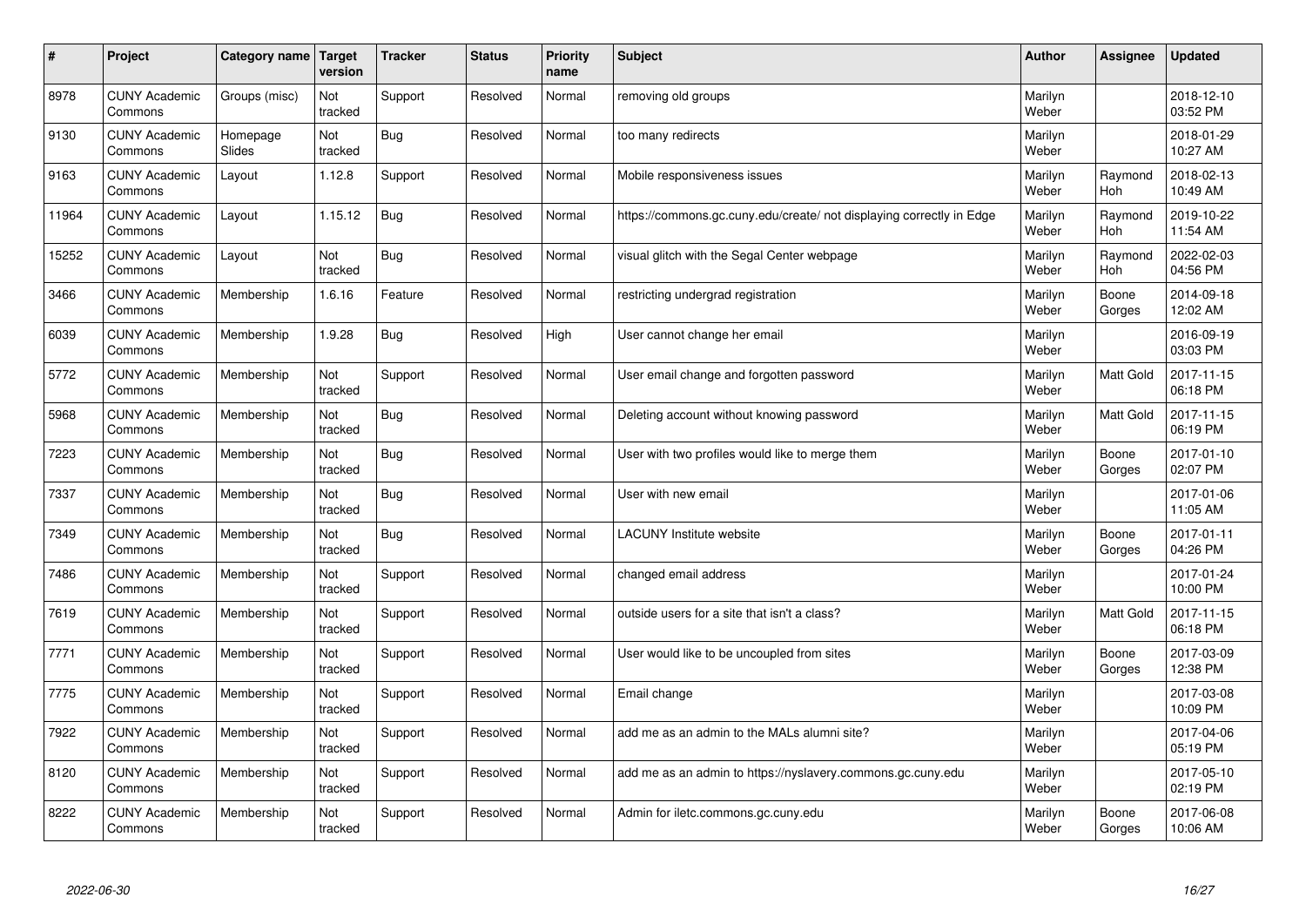| # | Project | Category name | Target version | Tracker | Status | Priority name | Subject | Author | Assignee | Updated |
|---|---|---|---|---|---|---|---|---|---|---|
| 8978 | CUNY Academic Commons | Groups (misc) | Not tracked | Support | Resolved | Normal | removing old groups | Marilyn Weber | | 2018-12-10 03:52 PM |
| 9130 | CUNY Academic Commons | Homepage Slides | Not tracked | Bug | Resolved | Normal | too many redirects | Marilyn Weber | | 2018-01-29 10:27 AM |
| 9163 | CUNY Academic Commons | Layout | 1.12.8 | Support | Resolved | Normal | Mobile responsiveness issues | Marilyn Weber | Raymond Hoh | 2018-02-13 10:49 AM |
| 11964 | CUNY Academic Commons | Layout | 1.15.12 | Bug | Resolved | Normal | https://commons.gc.cuny.edu/create/ not displaying correctly in Edge | Marilyn Weber | Raymond Hoh | 2019-10-22 11:54 AM |
| 15252 | CUNY Academic Commons | Layout | Not tracked | Bug | Resolved | Normal | visual glitch with the Segal Center webpage | Marilyn Weber | Raymond Hoh | 2022-02-03 04:56 PM |
| 3466 | CUNY Academic Commons | Membership | 1.6.16 | Feature | Resolved | Normal | restricting undergrad registration | Marilyn Weber | Boone Gorges | 2014-09-18 12:02 AM |
| 6039 | CUNY Academic Commons | Membership | 1.9.28 | Bug | Resolved | High | User cannot change her email | Marilyn Weber | | 2016-09-19 03:03 PM |
| 5772 | CUNY Academic Commons | Membership | Not tracked | Support | Resolved | Normal | User email change and forgotten password | Marilyn Weber | Matt Gold | 2017-11-15 06:18 PM |
| 5968 | CUNY Academic Commons | Membership | Not tracked | Bug | Resolved | Normal | Deleting account without knowing password | Marilyn Weber | Matt Gold | 2017-11-15 06:19 PM |
| 7223 | CUNY Academic Commons | Membership | Not tracked | Bug | Resolved | Normal | User with two profiles would like to merge them | Marilyn Weber | Boone Gorges | 2017-01-10 02:07 PM |
| 7337 | CUNY Academic Commons | Membership | Not tracked | Bug | Resolved | Normal | User with new email | Marilyn Weber | | 2017-01-06 11:05 AM |
| 7349 | CUNY Academic Commons | Membership | Not tracked | Bug | Resolved | Normal | LACUNY Institute website | Marilyn Weber | Boone Gorges | 2017-01-11 04:26 PM |
| 7486 | CUNY Academic Commons | Membership | Not tracked | Support | Resolved | Normal | changed email address | Marilyn Weber | | 2017-01-24 10:00 PM |
| 7619 | CUNY Academic Commons | Membership | Not tracked | Support | Resolved | Normal | outside users for a site that isn't a class? | Marilyn Weber | Matt Gold | 2017-11-15 06:18 PM |
| 7771 | CUNY Academic Commons | Membership | Not tracked | Support | Resolved | Normal | User would like to be uncoupled from sites | Marilyn Weber | Boone Gorges | 2017-03-09 12:38 PM |
| 7775 | CUNY Academic Commons | Membership | Not tracked | Support | Resolved | Normal | Email change | Marilyn Weber | | 2017-03-08 10:09 PM |
| 7922 | CUNY Academic Commons | Membership | Not tracked | Support | Resolved | Normal | add me as an admin to the MALs alumni site? | Marilyn Weber | | 2017-04-06 05:19 PM |
| 8120 | CUNY Academic Commons | Membership | Not tracked | Support | Resolved | Normal | add me as an admin to https://nyslavery.commons.gc.cuny.edu | Marilyn Weber | | 2017-05-10 02:19 PM |
| 8222 | CUNY Academic Commons | Membership | Not tracked | Support | Resolved | Normal | Admin for iletc.commons.gc.cuny.edu | Marilyn Weber | Boone Gorges | 2017-06-08 10:06 AM |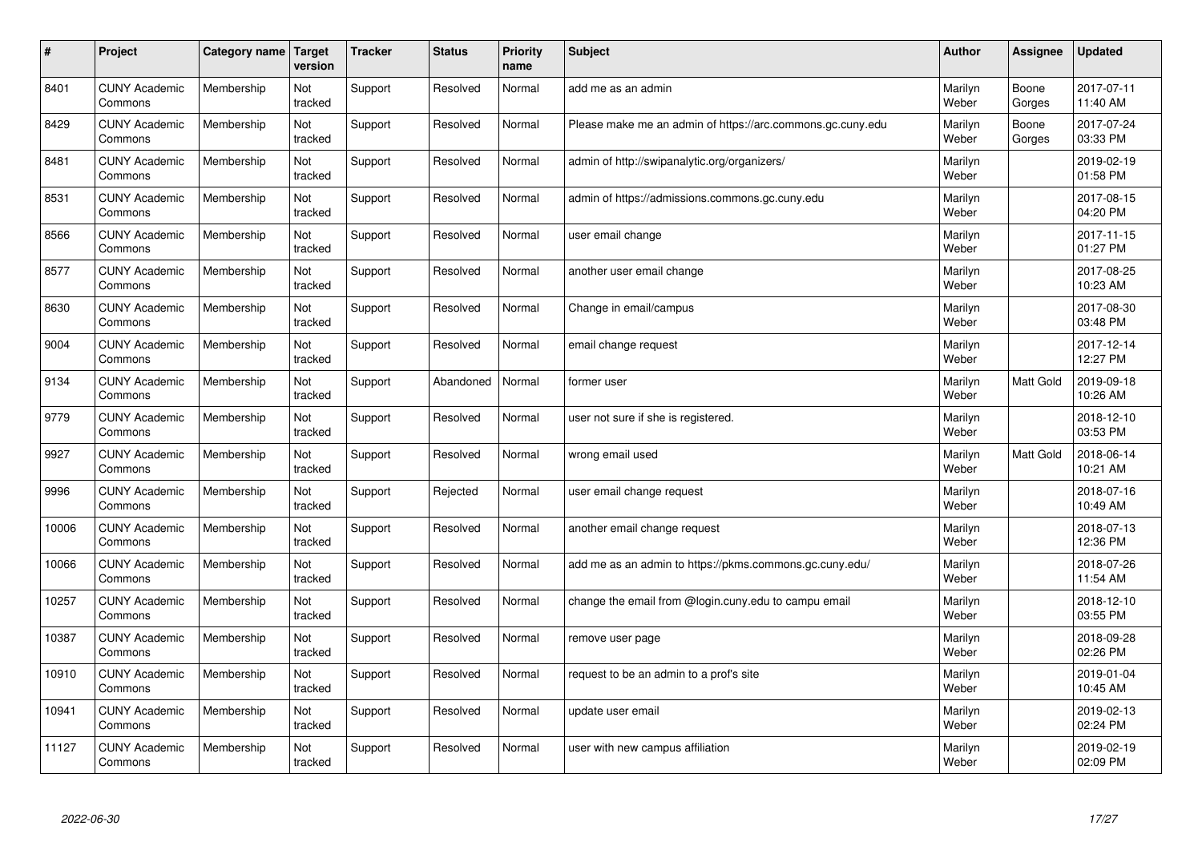| # | Project | Category name | Target version | Tracker | Status | Priority name | Subject | Author | Assignee | Updated |
|---|---|---|---|---|---|---|---|---|---|---|
| 8401 | CUNY Academic Commons | Membership | Not tracked | Support | Resolved | Normal | add me as an admin | Marilyn Weber | Boone Gorges | 2017-07-11 11:40 AM |
| 8429 | CUNY Academic Commons | Membership | Not tracked | Support | Resolved | Normal | Please make me an admin of https://arc.commons.gc.cuny.edu | Marilyn Weber | Boone Gorges | 2017-07-24 03:33 PM |
| 8481 | CUNY Academic Commons | Membership | Not tracked | Support | Resolved | Normal | admin of http://swipanalytic.org/organizers/ | Marilyn Weber | | 2019-02-19 01:58 PM |
| 8531 | CUNY Academic Commons | Membership | Not tracked | Support | Resolved | Normal | admin of https://admissions.commons.gc.cuny.edu | Marilyn Weber | | 2017-08-15 04:20 PM |
| 8566 | CUNY Academic Commons | Membership | Not tracked | Support | Resolved | Normal | user email change | Marilyn Weber | | 2017-11-15 01:27 PM |
| 8577 | CUNY Academic Commons | Membership | Not tracked | Support | Resolved | Normal | another user email change | Marilyn Weber | | 2017-08-25 10:23 AM |
| 8630 | CUNY Academic Commons | Membership | Not tracked | Support | Resolved | Normal | Change in email/campus | Marilyn Weber | | 2017-08-30 03:48 PM |
| 9004 | CUNY Academic Commons | Membership | Not tracked | Support | Resolved | Normal | email change request | Marilyn Weber | | 2017-12-14 12:27 PM |
| 9134 | CUNY Academic Commons | Membership | Not tracked | Support | Abandoned | Normal | former user | Marilyn Weber | Matt Gold | 2019-09-18 10:26 AM |
| 9779 | CUNY Academic Commons | Membership | Not tracked | Support | Resolved | Normal | user not sure if she is registered. | Marilyn Weber | | 2018-12-10 03:53 PM |
| 9927 | CUNY Academic Commons | Membership | Not tracked | Support | Resolved | Normal | wrong email used | Marilyn Weber | Matt Gold | 2018-06-14 10:21 AM |
| 9996 | CUNY Academic Commons | Membership | Not tracked | Support | Rejected | Normal | user email change request | Marilyn Weber | | 2018-07-16 10:49 AM |
| 10006 | CUNY Academic Commons | Membership | Not tracked | Support | Resolved | Normal | another email change request | Marilyn Weber | | 2018-07-13 12:36 PM |
| 10066 | CUNY Academic Commons | Membership | Not tracked | Support | Resolved | Normal | add me as an admin to https://pkms.commons.gc.cuny.edu/ | Marilyn Weber | | 2018-07-26 11:54 AM |
| 10257 | CUNY Academic Commons | Membership | Not tracked | Support | Resolved | Normal | change the email from @login.cuny.edu to campu email | Marilyn Weber | | 2018-12-10 03:55 PM |
| 10387 | CUNY Academic Commons | Membership | Not tracked | Support | Resolved | Normal | remove user page | Marilyn Weber | | 2018-09-28 02:26 PM |
| 10910 | CUNY Academic Commons | Membership | Not tracked | Support | Resolved | Normal | request to be an admin to a prof's site | Marilyn Weber | | 2019-01-04 10:45 AM |
| 10941 | CUNY Academic Commons | Membership | Not tracked | Support | Resolved | Normal | update user email | Marilyn Weber | | 2019-02-13 02:24 PM |
| 11127 | CUNY Academic Commons | Membership | Not tracked | Support | Resolved | Normal | user with new campus affiliation | Marilyn Weber | | 2019-02-19 02:09 PM |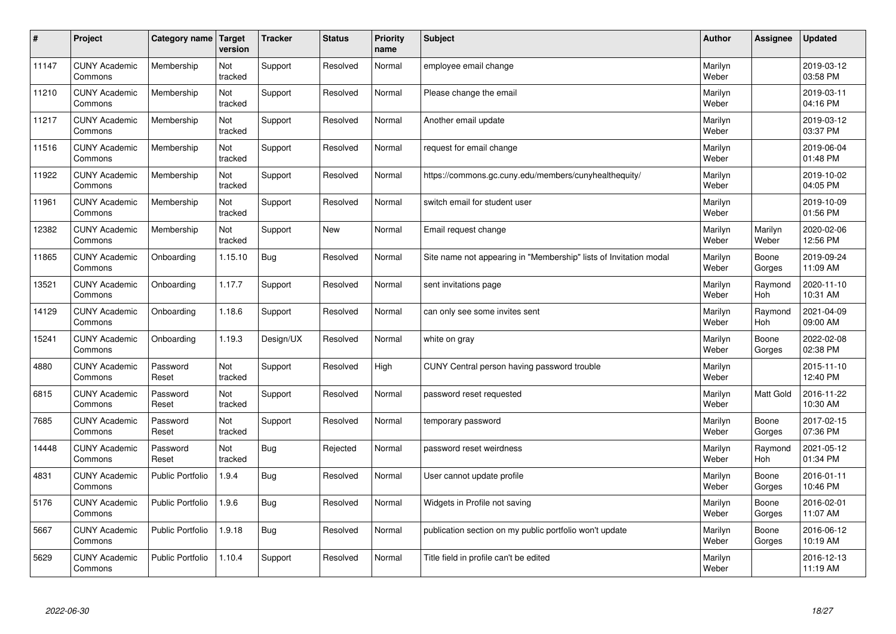| # | Project | Category name | Target version | Tracker | Status | Priority name | Subject | Author | Assignee | Updated |
|---|---|---|---|---|---|---|---|---|---|---|
| 11147 | CUNY Academic Commons | Membership | Not tracked | Support | Resolved | Normal | employee email change | Marilyn Weber | | 2019-03-12 03:58 PM |
| 11210 | CUNY Academic Commons | Membership | Not tracked | Support | Resolved | Normal | Please change the email | Marilyn Weber | | 2019-03-11 04:16 PM |
| 11217 | CUNY Academic Commons | Membership | Not tracked | Support | Resolved | Normal | Another email update | Marilyn Weber | | 2019-03-12 03:37 PM |
| 11516 | CUNY Academic Commons | Membership | Not tracked | Support | Resolved | Normal | request for email change | Marilyn Weber | | 2019-06-04 01:48 PM |
| 11922 | CUNY Academic Commons | Membership | Not tracked | Support | Resolved | Normal | https://commons.gc.cuny.edu/members/cunyhealthequity/ | Marilyn Weber | | 2019-10-02 04:05 PM |
| 11961 | CUNY Academic Commons | Membership | Not tracked | Support | Resolved | Normal | switch email for student user | Marilyn Weber | | 2019-10-09 01:56 PM |
| 12382 | CUNY Academic Commons | Membership | Not tracked | Support | New | Normal | Email request change | Marilyn Weber | Marilyn Weber | 2020-02-06 12:56 PM |
| 11865 | CUNY Academic Commons | Onboarding | 1.15.10 | Bug | Resolved | Normal | Site name not appearing in "Membership" lists of Invitation modal | Marilyn Weber | Boone Gorges | 2019-09-24 11:09 AM |
| 13521 | CUNY Academic Commons | Onboarding | 1.17.7 | Support | Resolved | Normal | sent invitations page | Marilyn Weber | Raymond Hoh | 2020-11-10 10:31 AM |
| 14129 | CUNY Academic Commons | Onboarding | 1.18.6 | Support | Resolved | Normal | can only see some invites sent | Marilyn Weber | Raymond Hoh | 2021-04-09 09:00 AM |
| 15241 | CUNY Academic Commons | Onboarding | 1.19.3 | Design/UX | Resolved | Normal | white on gray | Marilyn Weber | Boone Gorges | 2022-02-08 02:38 PM |
| 4880 | CUNY Academic Commons | Password Reset | Not tracked | Support | Resolved | High | CUNY Central person having password trouble | Marilyn Weber | | 2015-11-10 12:40 PM |
| 6815 | CUNY Academic Commons | Password Reset | Not tracked | Support | Resolved | Normal | password reset requested | Marilyn Weber | Matt Gold | 2016-11-22 10:30 AM |
| 7685 | CUNY Academic Commons | Password Reset | Not tracked | Support | Resolved | Normal | temporary password | Marilyn Weber | Boone Gorges | 2017-02-15 07:36 PM |
| 14448 | CUNY Academic Commons | Password Reset | Not tracked | Bug | Rejected | Normal | password reset weirdness | Marilyn Weber | Raymond Hoh | 2021-05-12 01:34 PM |
| 4831 | CUNY Academic Commons | Public Portfolio | 1.9.4 | Bug | Resolved | Normal | User cannot update profile | Marilyn Weber | Boone Gorges | 2016-01-11 10:46 PM |
| 5176 | CUNY Academic Commons | Public Portfolio | 1.9.6 | Bug | Resolved | Normal | Widgets in Profile not saving | Marilyn Weber | Boone Gorges | 2016-02-01 11:07 AM |
| 5667 | CUNY Academic Commons | Public Portfolio | 1.9.18 | Bug | Resolved | Normal | publication section on my public portfolio won't update | Marilyn Weber | Boone Gorges | 2016-06-12 10:19 AM |
| 5629 | CUNY Academic Commons | Public Portfolio | 1.10.4 | Support | Resolved | Normal | Title field in profile can't be edited | Marilyn Weber | | 2016-12-13 11:19 AM |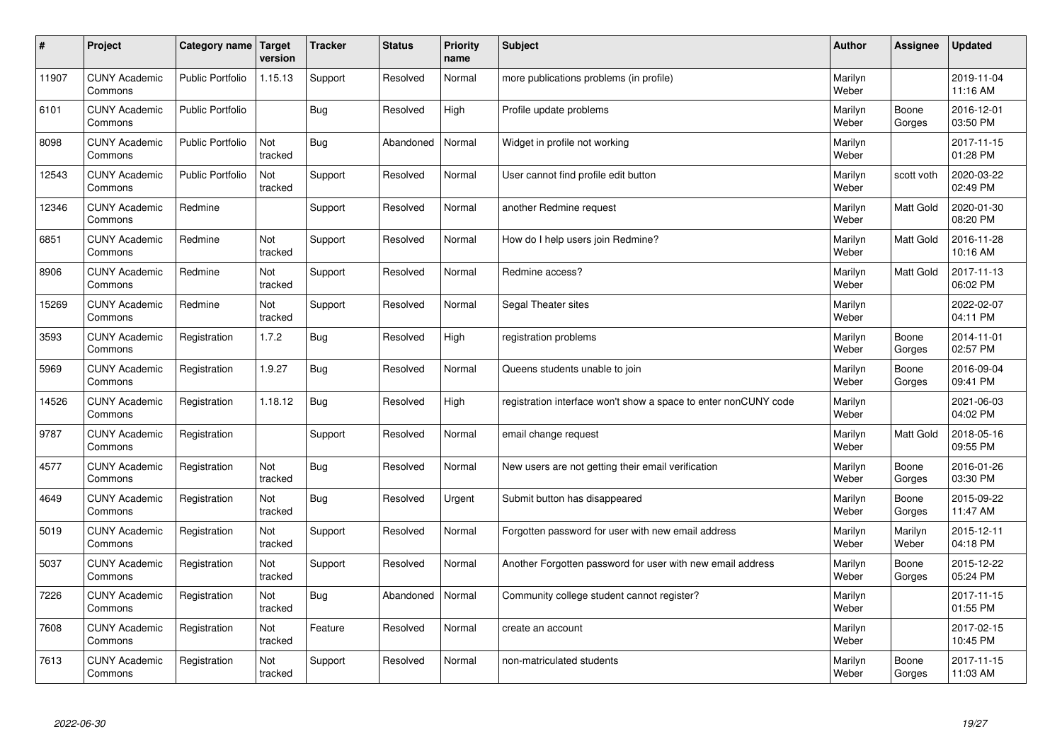| # | Project | Category name | Target version | Tracker | Status | Priority name | Subject | Author | Assignee | Updated |
|---|---|---|---|---|---|---|---|---|---|---|
| 11907 | CUNY Academic Commons | Public Portfolio | 1.15.13 | Support | Resolved | Normal | more publications problems (in profile) | Marilyn Weber | | 2019-11-04 11:16 AM |
| 6101 | CUNY Academic Commons | Public Portfolio | | Bug | Resolved | High | Profile update problems | Marilyn Weber | Boone Gorges | 2016-12-01 03:50 PM |
| 8098 | CUNY Academic Commons | Public Portfolio | Not tracked | Bug | Abandoned | Normal | Widget in profile not working | Marilyn Weber | | 2017-11-15 01:28 PM |
| 12543 | CUNY Academic Commons | Public Portfolio | Not tracked | Support | Resolved | Normal | User cannot find profile edit button | Marilyn Weber | scott voth | 2020-03-22 02:49 PM |
| 12346 | CUNY Academic Commons | Redmine | | Support | Resolved | Normal | another Redmine request | Marilyn Weber | Matt Gold | 2020-01-30 08:20 PM |
| 6851 | CUNY Academic Commons | Redmine | Not tracked | Support | Resolved | Normal | How do I help users join Redmine? | Marilyn Weber | Matt Gold | 2016-11-28 10:16 AM |
| 8906 | CUNY Academic Commons | Redmine | Not tracked | Support | Resolved | Normal | Redmine access? | Marilyn Weber | Matt Gold | 2017-11-13 06:02 PM |
| 15269 | CUNY Academic Commons | Redmine | Not tracked | Support | Resolved | Normal | Segal Theater sites | Marilyn Weber | | 2022-02-07 04:11 PM |
| 3593 | CUNY Academic Commons | Registration | 1.7.2 | Bug | Resolved | High | registration problems | Marilyn Weber | Boone Gorges | 2014-11-01 02:57 PM |
| 5969 | CUNY Academic Commons | Registration | 1.9.27 | Bug | Resolved | Normal | Queens students unable to join | Marilyn Weber | Boone Gorges | 2016-09-04 09:41 PM |
| 14526 | CUNY Academic Commons | Registration | 1.18.12 | Bug | Resolved | High | registration interface won't show a space to enter nonCUNY code | Marilyn Weber | | 2021-06-03 04:02 PM |
| 9787 | CUNY Academic Commons | Registration | | Support | Resolved | Normal | email change request | Marilyn Weber | Matt Gold | 2018-05-16 09:55 PM |
| 4577 | CUNY Academic Commons | Registration | Not tracked | Bug | Resolved | Normal | New users are not getting their email verification | Marilyn Weber | Boone Gorges | 2016-01-26 03:30 PM |
| 4649 | CUNY Academic Commons | Registration | Not tracked | Bug | Resolved | Urgent | Submit button has disappeared | Marilyn Weber | Boone Gorges | 2015-09-22 11:47 AM |
| 5019 | CUNY Academic Commons | Registration | Not tracked | Support | Resolved | Normal | Forgotten password for user with new email address | Marilyn Weber | Marilyn Weber | 2015-12-11 04:18 PM |
| 5037 | CUNY Academic Commons | Registration | Not tracked | Support | Resolved | Normal | Another Forgotten password for user with new email address | Marilyn Weber | Boone Gorges | 2015-12-22 05:24 PM |
| 7226 | CUNY Academic Commons | Registration | Not tracked | Bug | Abandoned | Normal | Community college student cannot register? | Marilyn Weber | | 2017-11-15 01:55 PM |
| 7608 | CUNY Academic Commons | Registration | Not tracked | Feature | Resolved | Normal | create an account | Marilyn Weber | | 2017-02-15 10:45 PM |
| 7613 | CUNY Academic Commons | Registration | Not tracked | Support | Resolved | Normal | non-matriculated students | Marilyn Weber | Boone Gorges | 2017-11-15 11:03 AM |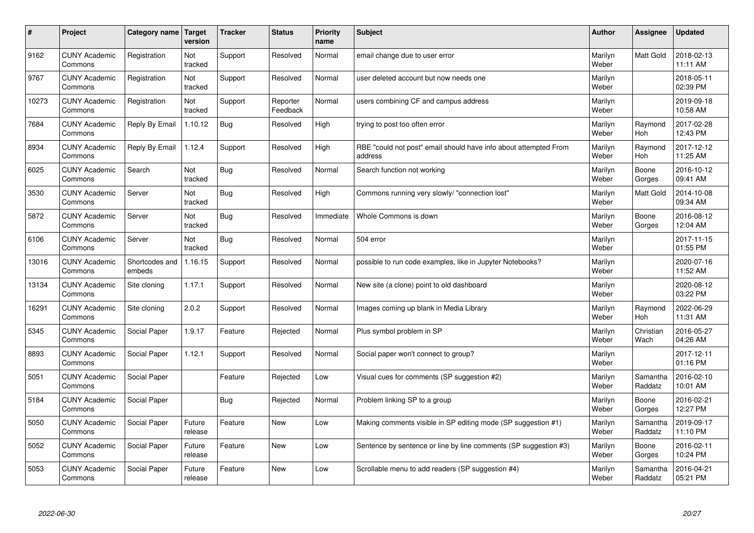| # | Project | Category name | Target version | Tracker | Status | Priority name | Subject | Author | Assignee | Updated |
|---|---|---|---|---|---|---|---|---|---|---|
| 9162 | CUNY Academic Commons | Registration | Not tracked | Support | Resolved | Normal | email change due to user error | Marilyn Weber | Matt Gold | 2018-02-13 11:11 AM |
| 9767 | CUNY Academic Commons | Registration | Not tracked | Support | Resolved | Normal | user deleted account but now needs one | Marilyn Weber | | 2018-05-11 02:39 PM |
| 10273 | CUNY Academic Commons | Registration | Not tracked | Support | Reporter Feedback | Normal | users combining CF and campus address | Marilyn Weber | | 2019-09-18 10:58 AM |
| 7684 | CUNY Academic Commons | Reply By Email | 1.10.12 | Bug | Resolved | High | trying to post too often error | Marilyn Weber | Raymond Hoh | 2017-02-28 12:43 PM |
| 8934 | CUNY Academic Commons | Reply By Email | 1.12.4 | Support | Resolved | High | RBE "could not post" email should have info about attempted From address | Marilyn Weber | Raymond Hoh | 2017-12-12 11:25 AM |
| 6025 | CUNY Academic Commons | Search | Not tracked | Bug | Resolved | Normal | Search function not working | Marilyn Weber | Boone Gorges | 2016-10-12 09:41 AM |
| 3530 | CUNY Academic Commons | Server | Not tracked | Bug | Resolved | High | Commons running very slowly/ "connection lost" | Marilyn Weber | Matt Gold | 2014-10-08 09:34 AM |
| 5872 | CUNY Academic Commons | Server | Not tracked | Bug | Resolved | Immediate | Whole Commons is down | Marilyn Weber | Boone Gorges | 2016-08-12 12:04 AM |
| 6106 | CUNY Academic Commons | Server | Not tracked | Bug | Resolved | Normal | 504 error | Marilyn Weber | | 2017-11-15 01:55 PM |
| 13016 | CUNY Academic Commons | Shortcodes and embeds | 1.16.15 | Support | Resolved | Normal | possible to run code examples, like in Jupyter Notebooks? | Marilyn Weber | | 2020-07-16 11:52 AM |
| 13134 | CUNY Academic Commons | Site cloning | 1.17.1 | Support | Resolved | Normal | New site (a clone) point to old dashboard | Marilyn Weber | | 2020-08-12 03:22 PM |
| 16291 | CUNY Academic Commons | Site cloning | 2.0.2 | Support | Resolved | Normal | Images coming up blank in Media Library | Marilyn Weber | Raymond Hoh | 2022-06-29 11:31 AM |
| 5345 | CUNY Academic Commons | Social Paper | 1.9.17 | Feature | Rejected | Normal | Plus symbol problem in SP | Marilyn Weber | Christian Wach | 2016-05-27 04:26 AM |
| 8893 | CUNY Academic Commons | Social Paper | 1.12.1 | Support | Resolved | Normal | Social paper won't connect to group? | Marilyn Weber | | 2017-12-11 01:16 PM |
| 5051 | CUNY Academic Commons | Social Paper | | Feature | Rejected | Low | Visual cues for comments (SP suggestion #2) | Marilyn Weber | Samantha Raddatz | 2016-02-10 10:01 AM |
| 5184 | CUNY Academic Commons | Social Paper | | Bug | Rejected | Normal | Problem linking SP to a group | Marilyn Weber | Boone Gorges | 2016-02-21 12:27 PM |
| 5050 | CUNY Academic Commons | Social Paper | Future release | Feature | New | Low | Making comments visible in SP editing mode (SP suggestion #1) | Marilyn Weber | Samantha Raddatz | 2019-09-17 11:10 PM |
| 5052 | CUNY Academic Commons | Social Paper | Future release | Feature | New | Low | Sentence by sentence or line by line comments (SP suggestion #3) | Marilyn Weber | Boone Gorges | 2016-02-11 10:24 PM |
| 5053 | CUNY Academic Commons | Social Paper | Future release | Feature | New | Low | Scrollable menu to add readers (SP suggestion #4) | Marilyn Weber | Samantha Raddatz | 2016-04-21 05:21 PM |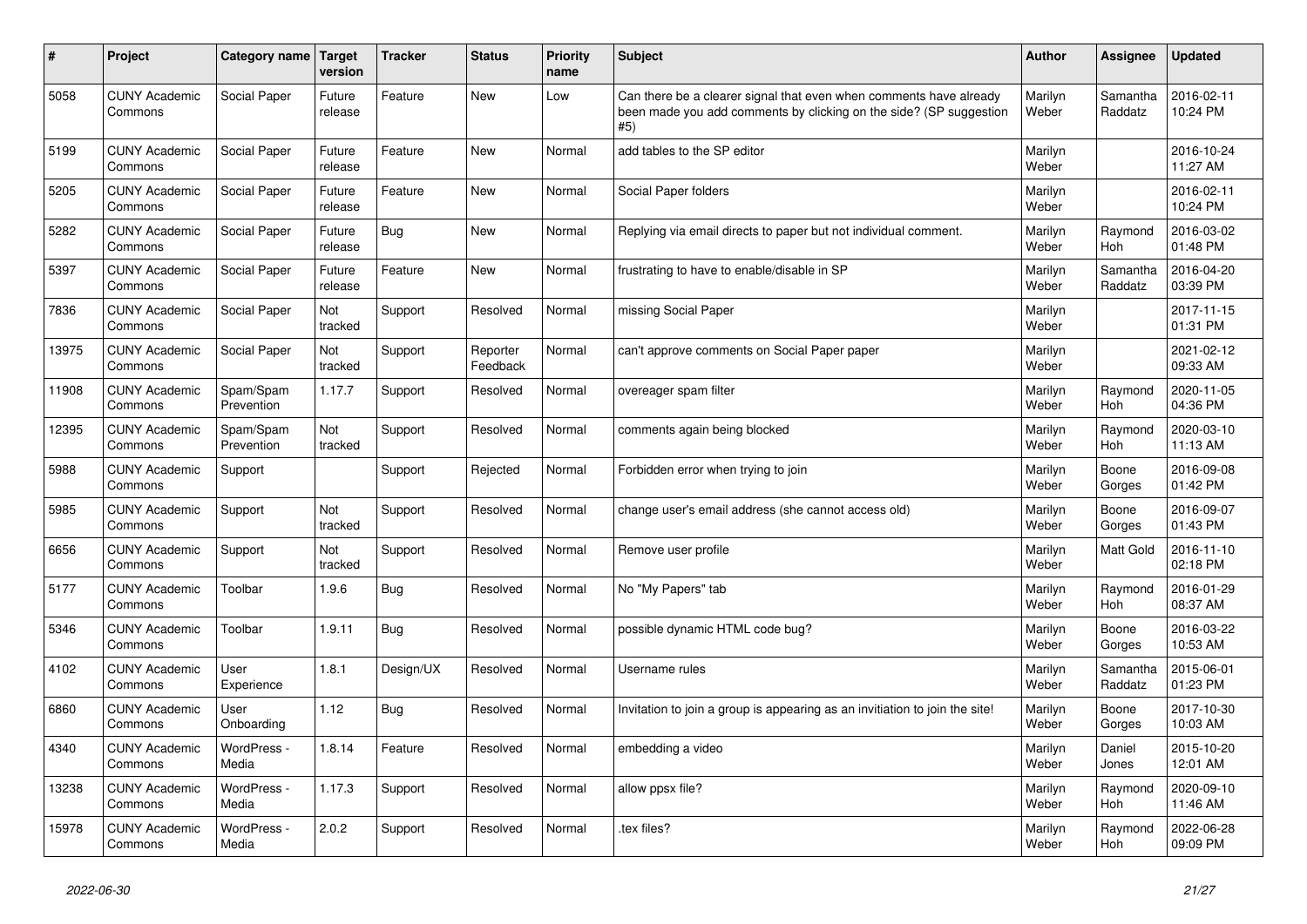| # | Project | Category name | Target version | Tracker | Status | Priority name | Subject | Author | Assignee | Updated |
|---|---|---|---|---|---|---|---|---|---|---|
| 5058 | CUNY Academic Commons | Social Paper | Future release | Feature | New | Low | Can there be a clearer signal that even when comments have already been made you add comments by clicking on the side? (SP suggestion #5) | Marilyn Weber | Samantha Raddatz | 2016-02-11 10:24 PM |
| 5199 | CUNY Academic Commons | Social Paper | Future release | Feature | New | Normal | add tables to the SP editor | Marilyn Weber | | 2016-10-24 11:27 AM |
| 5205 | CUNY Academic Commons | Social Paper | Future release | Feature | New | Normal | Social Paper folders | Marilyn Weber | | 2016-02-11 10:24 PM |
| 5282 | CUNY Academic Commons | Social Paper | Future release | Bug | New | Normal | Replying via email directs to paper but not individual comment. | Marilyn Weber | Raymond Hoh | 2016-03-02 01:48 PM |
| 5397 | CUNY Academic Commons | Social Paper | Future release | Feature | New | Normal | frustrating to have to enable/disable in SP | Marilyn Weber | Samantha Raddatz | 2016-04-20 03:39 PM |
| 7836 | CUNY Academic Commons | Social Paper | Not tracked | Support | Resolved | Normal | missing Social Paper | Marilyn Weber | | 2017-11-15 01:31 PM |
| 13975 | CUNY Academic Commons | Social Paper | Not tracked | Support | Reporter Feedback | Normal | can't approve comments on Social Paper paper | Marilyn Weber | | 2021-02-12 09:33 AM |
| 11908 | CUNY Academic Commons | Spam/Spam Prevention | 1.17.7 | Support | Resolved | Normal | overeager spam filter | Marilyn Weber | Raymond Hoh | 2020-11-05 04:36 PM |
| 12395 | CUNY Academic Commons | Spam/Spam Prevention | Not tracked | Support | Resolved | Normal | comments again being blocked | Marilyn Weber | Raymond Hoh | 2020-03-10 11:13 AM |
| 5988 | CUNY Academic Commons | Support | | Support | Rejected | Normal | Forbidden error when trying to join | Marilyn Weber | Boone Gorges | 2016-09-08 01:42 PM |
| 5985 | CUNY Academic Commons | Support | Not tracked | Support | Resolved | Normal | change user's email address (she cannot access old) | Marilyn Weber | Boone Gorges | 2016-09-07 01:43 PM |
| 6656 | CUNY Academic Commons | Support | Not tracked | Support | Resolved | Normal | Remove user profile | Marilyn Weber | Matt Gold | 2016-11-10 02:18 PM |
| 5177 | CUNY Academic Commons | Toolbar | 1.9.6 | Bug | Resolved | Normal | No "My Papers" tab | Marilyn Weber | Raymond Hoh | 2016-01-29 08:37 AM |
| 5346 | CUNY Academic Commons | Toolbar | 1.9.11 | Bug | Resolved | Normal | possible dynamic HTML code bug? | Marilyn Weber | Boone Gorges | 2016-03-22 10:53 AM |
| 4102 | CUNY Academic Commons | User Experience | 1.8.1 | Design/UX | Resolved | Normal | Username rules | Marilyn Weber | Samantha Raddatz | 2015-06-01 01:23 PM |
| 6860 | CUNY Academic Commons | User Onboarding | 1.12 | Bug | Resolved | Normal | Invitation to join a group is appearing as an invitiation to join the site! | Marilyn Weber | Boone Gorges | 2017-10-30 10:03 AM |
| 4340 | CUNY Academic Commons | WordPress - Media | 1.8.14 | Feature | Resolved | Normal | embedding a video | Marilyn Weber | Daniel Jones | 2015-10-20 12:01 AM |
| 13238 | CUNY Academic Commons | WordPress - Media | 1.17.3 | Support | Resolved | Normal | allow ppsx file? | Marilyn Weber | Raymond Hoh | 2020-09-10 11:46 AM |
| 15978 | CUNY Academic Commons | WordPress - Media | 2.0.2 | Support | Resolved | Normal | .tex files? | Marilyn Weber | Raymond Hoh | 2022-06-28 09:09 PM |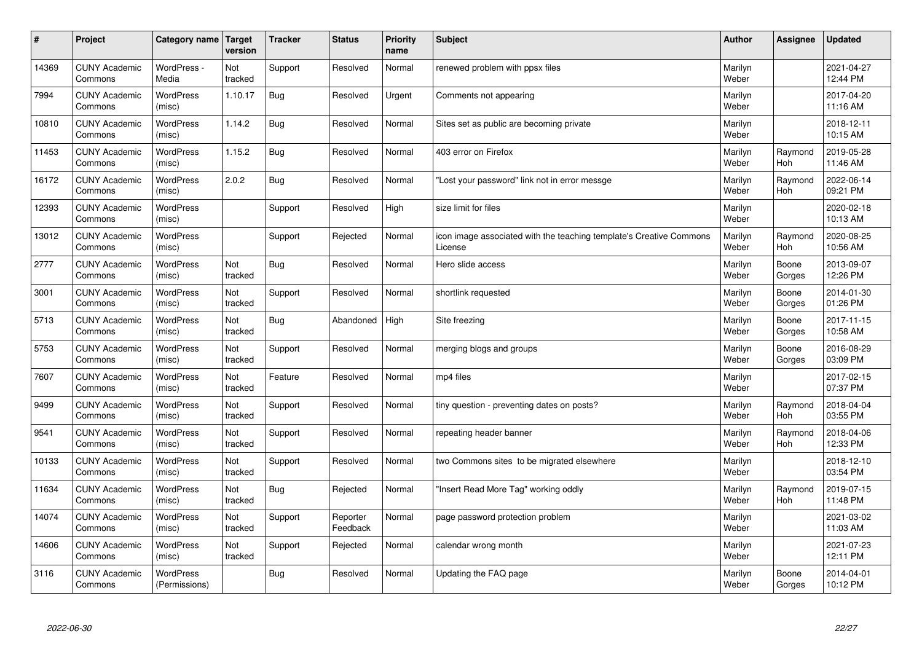| # | Project | Category name | Target version | Tracker | Status | Priority name | Subject | Author | Assignee | Updated |
|---|---|---|---|---|---|---|---|---|---|---|
| 14369 | CUNY Academic Commons | WordPress - Media | Not tracked | Support | Resolved | Normal | renewed problem with ppsx files | Marilyn Weber | | 2021-04-27 12:44 PM |
| 7994 | CUNY Academic Commons | WordPress (misc) | 1.10.17 | Bug | Resolved | Urgent | Comments not appearing | Marilyn Weber | | 2017-04-20 11:16 AM |
| 10810 | CUNY Academic Commons | WordPress (misc) | 1.14.2 | Bug | Resolved | Normal | Sites set as public are becoming private | Marilyn Weber | | 2018-12-11 10:15 AM |
| 11453 | CUNY Academic Commons | WordPress (misc) | 1.15.2 | Bug | Resolved | Normal | 403 error on Firefox | Marilyn Weber | Raymond Hoh | 2019-05-28 11:46 AM |
| 16172 | CUNY Academic Commons | WordPress (misc) | 2.0.2 | Bug | Resolved | Normal | "Lost your password" link not in error messge | Marilyn Weber | Raymond Hoh | 2022-06-14 09:21 PM |
| 12393 | CUNY Academic Commons | WordPress (misc) | | Support | Resolved | High | size limit for files | Marilyn Weber | | 2020-02-18 10:13 AM |
| 13012 | CUNY Academic Commons | WordPress (misc) | | Support | Rejected | Normal | icon image associated with the teaching template's Creative Commons License | Marilyn Weber | Raymond Hoh | 2020-08-25 10:56 AM |
| 2777 | CUNY Academic Commons | WordPress (misc) | Not tracked | Bug | Resolved | Normal | Hero slide access | Marilyn Weber | Boone Gorges | 2013-09-07 12:26 PM |
| 3001 | CUNY Academic Commons | WordPress (misc) | Not tracked | Support | Resolved | Normal | shortlink requested | Marilyn Weber | Boone Gorges | 2014-01-30 01:26 PM |
| 5713 | CUNY Academic Commons | WordPress (misc) | Not tracked | Bug | Abandoned | High | Site freezing | Marilyn Weber | Boone Gorges | 2017-11-15 10:58 AM |
| 5753 | CUNY Academic Commons | WordPress (misc) | Not tracked | Support | Resolved | Normal | merging blogs and groups | Marilyn Weber | Boone Gorges | 2016-08-29 03:09 PM |
| 7607 | CUNY Academic Commons | WordPress (misc) | Not tracked | Feature | Resolved | Normal | mp4 files | Marilyn Weber | | 2017-02-15 07:37 PM |
| 9499 | CUNY Academic Commons | WordPress (misc) | Not tracked | Support | Resolved | Normal | tiny question - preventing dates on posts? | Marilyn Weber | Raymond Hoh | 2018-04-04 03:55 PM |
| 9541 | CUNY Academic Commons | WordPress (misc) | Not tracked | Support | Resolved | Normal | repeating header banner | Marilyn Weber | Raymond Hoh | 2018-04-06 12:33 PM |
| 10133 | CUNY Academic Commons | WordPress (misc) | Not tracked | Support | Resolved | Normal | two Commons sites to be migrated elsewhere | Marilyn Weber | | 2018-12-10 03:54 PM |
| 11634 | CUNY Academic Commons | WordPress (misc) | Not tracked | Bug | Rejected | Normal | "Insert Read More Tag" working oddly | Marilyn Weber | Raymond Hoh | 2019-07-15 11:48 PM |
| 14074 | CUNY Academic Commons | WordPress (misc) | Not tracked | Support | Reporter Feedback | Normal | page password protection problem | Marilyn Weber | | 2021-03-02 11:03 AM |
| 14606 | CUNY Academic Commons | WordPress (misc) | Not tracked | Support | Rejected | Normal | calendar wrong month | Marilyn Weber | | 2021-07-23 12:11 PM |
| 3116 | CUNY Academic Commons | WordPress (Permissions) | | Bug | Resolved | Normal | Updating the FAQ page | Marilyn Weber | Boone Gorges | 2014-04-01 10:12 PM |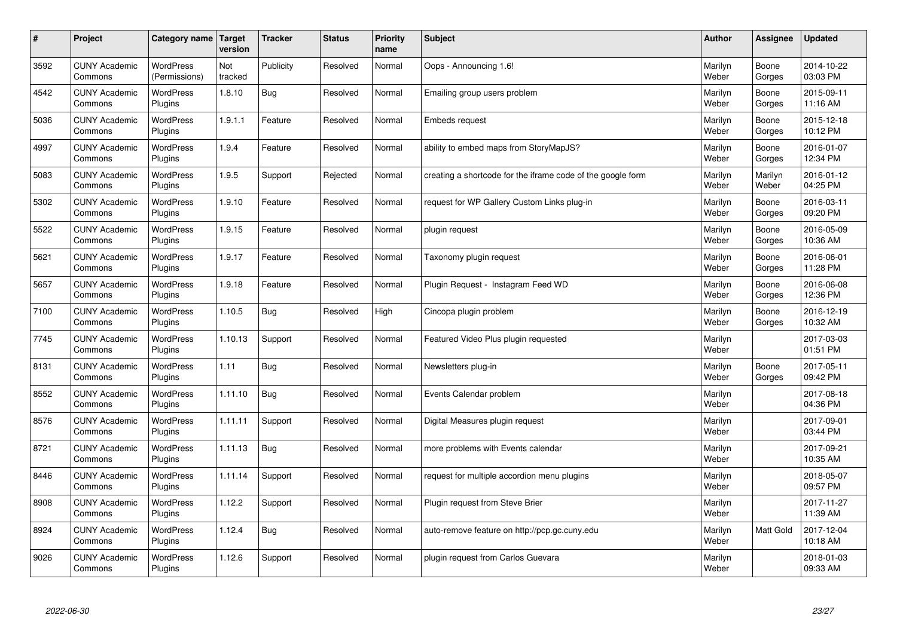| # | Project | Category name | Target version | Tracker | Status | Priority name | Subject | Author | Assignee | Updated |
|---|---|---|---|---|---|---|---|---|---|---|
| 3592 | CUNY Academic Commons | WordPress (Permissions) | Not tracked | Publicity | Resolved | Normal | Oops - Announcing 1.6! | Marilyn Weber | Boone Gorges | 2014-10-22 03:03 PM |
| 4542 | CUNY Academic Commons | WordPress Plugins | 1.8.10 | Bug | Resolved | Normal | Emailing group users problem | Marilyn Weber | Boone Gorges | 2015-09-11 11:16 AM |
| 5036 | CUNY Academic Commons | WordPress Plugins | 1.9.1.1 | Feature | Resolved | Normal | Embeds request | Marilyn Weber | Boone Gorges | 2015-12-18 10:12 PM |
| 4997 | CUNY Academic Commons | WordPress Plugins | 1.9.4 | Feature | Resolved | Normal | ability to embed maps from StoryMapJS? | Marilyn Weber | Boone Gorges | 2016-01-07 12:34 PM |
| 5083 | CUNY Academic Commons | WordPress Plugins | 1.9.5 | Support | Rejected | Normal | creating a shortcode for the iframe code of the google form | Marilyn Weber | Marilyn Weber | 2016-01-12 04:25 PM |
| 5302 | CUNY Academic Commons | WordPress Plugins | 1.9.10 | Feature | Resolved | Normal | request for WP Gallery Custom Links plug-in | Marilyn Weber | Boone Gorges | 2016-03-11 09:20 PM |
| 5522 | CUNY Academic Commons | WordPress Plugins | 1.9.15 | Feature | Resolved | Normal | plugin request | Marilyn Weber | Boone Gorges | 2016-05-09 10:36 AM |
| 5621 | CUNY Academic Commons | WordPress Plugins | 1.9.17 | Feature | Resolved | Normal | Taxonomy plugin request | Marilyn Weber | Boone Gorges | 2016-06-01 11:28 PM |
| 5657 | CUNY Academic Commons | WordPress Plugins | 1.9.18 | Feature | Resolved | Normal | Plugin Request - Instagram Feed WD | Marilyn Weber | Boone Gorges | 2016-06-08 12:36 PM |
| 7100 | CUNY Academic Commons | WordPress Plugins | 1.10.5 | Bug | Resolved | High | Cincopa plugin problem | Marilyn Weber | Boone Gorges | 2016-12-19 10:32 AM |
| 7745 | CUNY Academic Commons | WordPress Plugins | 1.10.13 | Support | Resolved | Normal | Featured Video Plus plugin requested | Marilyn Weber | | 2017-03-03 01:51 PM |
| 8131 | CUNY Academic Commons | WordPress Plugins | 1.11 | Bug | Resolved | Normal | Newsletters plug-in | Marilyn Weber | Boone Gorges | 2017-05-11 09:42 PM |
| 8552 | CUNY Academic Commons | WordPress Plugins | 1.11.10 | Bug | Resolved | Normal | Events Calendar problem | Marilyn Weber | | 2017-08-18 04:36 PM |
| 8576 | CUNY Academic Commons | WordPress Plugins | 1.11.11 | Support | Resolved | Normal | Digital Measures plugin request | Marilyn Weber | | 2017-09-01 03:44 PM |
| 8721 | CUNY Academic Commons | WordPress Plugins | 1.11.13 | Bug | Resolved | Normal | more problems with Events calendar | Marilyn Weber | | 2017-09-21 10:35 AM |
| 8446 | CUNY Academic Commons | WordPress Plugins | 1.11.14 | Support | Resolved | Normal | request for multiple accordion menu plugins | Marilyn Weber | | 2018-05-07 09:57 PM |
| 8908 | CUNY Academic Commons | WordPress Plugins | 1.12.2 | Support | Resolved | Normal | Plugin request from Steve Brier | Marilyn Weber | | 2017-11-27 11:39 AM |
| 8924 | CUNY Academic Commons | WordPress Plugins | 1.12.4 | Bug | Resolved | Normal | auto-remove feature on http://pcp.gc.cuny.edu | Marilyn Weber | Matt Gold | 2017-12-04 10:18 AM |
| 9026 | CUNY Academic Commons | WordPress Plugins | 1.12.6 | Support | Resolved | Normal | plugin request from Carlos Guevara | Marilyn Weber | | 2018-01-03 09:33 AM |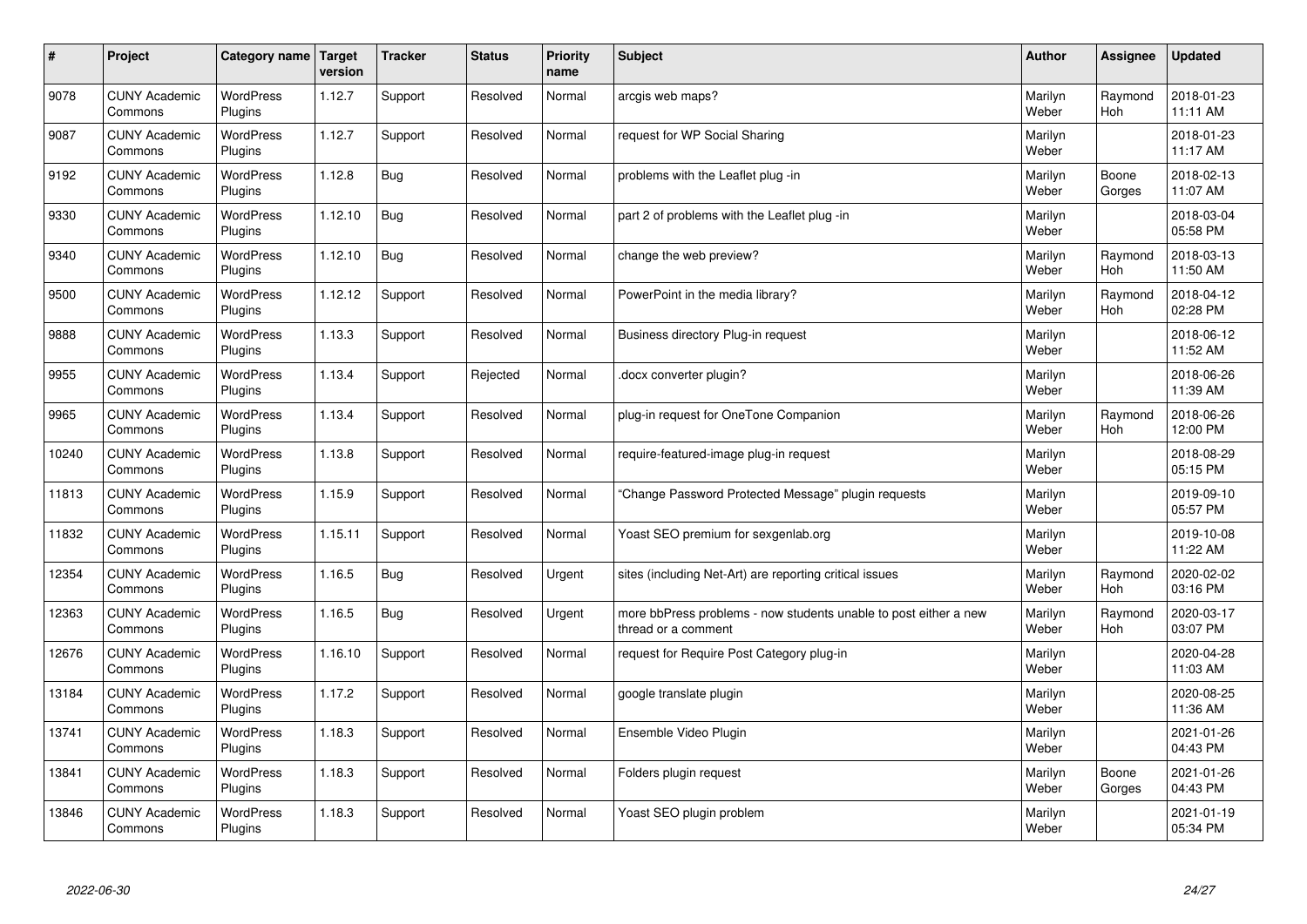| # | Project | Category name | Target version | Tracker | Status | Priority name | Subject | Author | Assignee | Updated |
|---|---|---|---|---|---|---|---|---|---|---|
| 9078 | CUNY Academic Commons | WordPress Plugins | 1.12.7 | Support | Resolved | Normal | arcgis web maps? | Marilyn Weber | Raymond Hoh | 2018-01-23 11:11 AM |
| 9087 | CUNY Academic Commons | WordPress Plugins | 1.12.7 | Support | Resolved | Normal | request for WP Social Sharing | Marilyn Weber | | 2018-01-23 11:17 AM |
| 9192 | CUNY Academic Commons | WordPress Plugins | 1.12.8 | Bug | Resolved | Normal | problems with the Leaflet plug -in | Marilyn Weber | Boone Gorges | 2018-02-13 11:07 AM |
| 9330 | CUNY Academic Commons | WordPress Plugins | 1.12.10 | Bug | Resolved | Normal | part 2 of problems with the Leaflet plug -in | Marilyn Weber | | 2018-03-04 05:58 PM |
| 9340 | CUNY Academic Commons | WordPress Plugins | 1.12.10 | Bug | Resolved | Normal | change the web preview? | Marilyn Weber | Raymond Hoh | 2018-03-13 11:50 AM |
| 9500 | CUNY Academic Commons | WordPress Plugins | 1.12.12 | Support | Resolved | Normal | PowerPoint in the media library? | Marilyn Weber | Raymond Hoh | 2018-04-12 02:28 PM |
| 9888 | CUNY Academic Commons | WordPress Plugins | 1.13.3 | Support | Resolved | Normal | Business directory Plug-in request | Marilyn Weber | | 2018-06-12 11:52 AM |
| 9955 | CUNY Academic Commons | WordPress Plugins | 1.13.4 | Support | Rejected | Normal | .docx converter plugin? | Marilyn Weber | | 2018-06-26 11:39 AM |
| 9965 | CUNY Academic Commons | WordPress Plugins | 1.13.4 | Support | Resolved | Normal | plug-in request for OneTone Companion | Marilyn Weber | Raymond Hoh | 2018-06-26 12:00 PM |
| 10240 | CUNY Academic Commons | WordPress Plugins | 1.13.8 | Support | Resolved | Normal | require-featured-image plug-in request | Marilyn Weber | | 2018-08-29 05:15 PM |
| 11813 | CUNY Academic Commons | WordPress Plugins | 1.15.9 | Support | Resolved | Normal | "Change Password Protected Message" plugin requests | Marilyn Weber | | 2019-09-10 05:57 PM |
| 11832 | CUNY Academic Commons | WordPress Plugins | 1.15.11 | Support | Resolved | Normal | Yoast SEO premium for sexgenlab.org | Marilyn Weber | | 2019-10-08 11:22 AM |
| 12354 | CUNY Academic Commons | WordPress Plugins | 1.16.5 | Bug | Resolved | Urgent | sites (including Net-Art) are reporting critical issues | Marilyn Weber | Raymond Hoh | 2020-02-02 03:16 PM |
| 12363 | CUNY Academic Commons | WordPress Plugins | 1.16.5 | Bug | Resolved | Urgent | more bbPress problems - now students unable to post either a new thread or a comment | Marilyn Weber | Raymond Hoh | 2020-03-17 03:07 PM |
| 12676 | CUNY Academic Commons | WordPress Plugins | 1.16.10 | Support | Resolved | Normal | request for Require Post Category plug-in | Marilyn Weber | | 2020-04-28 11:03 AM |
| 13184 | CUNY Academic Commons | WordPress Plugins | 1.17.2 | Support | Resolved | Normal | google translate plugin | Marilyn Weber | | 2020-08-25 11:36 AM |
| 13741 | CUNY Academic Commons | WordPress Plugins | 1.18.3 | Support | Resolved | Normal | Ensemble Video Plugin | Marilyn Weber | | 2021-01-26 04:43 PM |
| 13841 | CUNY Academic Commons | WordPress Plugins | 1.18.3 | Support | Resolved | Normal | Folders plugin request | Marilyn Weber | Boone Gorges | 2021-01-26 04:43 PM |
| 13846 | CUNY Academic Commons | WordPress Plugins | 1.18.3 | Support | Resolved | Normal | Yoast SEO plugin problem | Marilyn Weber | | 2021-01-19 05:34 PM |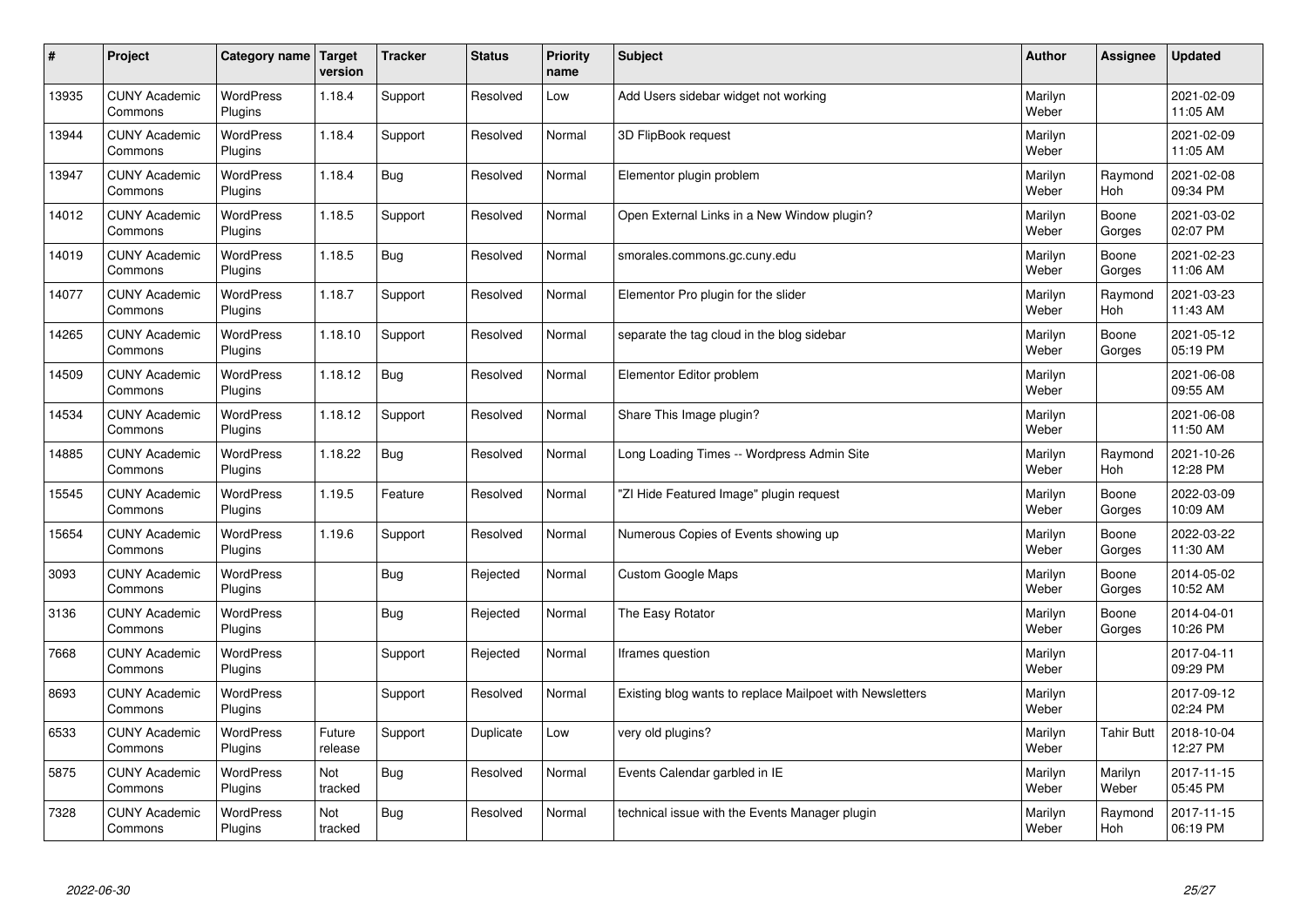| # | Project | Category name | Target version | Tracker | Status | Priority name | Subject | Author | Assignee | Updated |
|---|---|---|---|---|---|---|---|---|---|---|
| 13935 | CUNY Academic Commons | WordPress Plugins | 1.18.4 | Support | Resolved | Low | Add Users sidebar widget not working | Marilyn Weber | | 2021-02-09 11:05 AM |
| 13944 | CUNY Academic Commons | WordPress Plugins | 1.18.4 | Support | Resolved | Normal | 3D FlipBook request | Marilyn Weber | | 2021-02-09 11:05 AM |
| 13947 | CUNY Academic Commons | WordPress Plugins | 1.18.4 | Bug | Resolved | Normal | Elementor plugin problem | Marilyn Weber | Raymond Hoh | 2021-02-08 09:34 PM |
| 14012 | CUNY Academic Commons | WordPress Plugins | 1.18.5 | Support | Resolved | Normal | Open External Links in a New Window plugin? | Marilyn Weber | Boone Gorges | 2021-03-02 02:07 PM |
| 14019 | CUNY Academic Commons | WordPress Plugins | 1.18.5 | Bug | Resolved | Normal | smorales.commons.gc.cuny.edu | Marilyn Weber | Boone Gorges | 2021-02-23 11:06 AM |
| 14077 | CUNY Academic Commons | WordPress Plugins | 1.18.7 | Support | Resolved | Normal | Elementor Pro plugin for the slider | Marilyn Weber | Raymond Hoh | 2021-03-23 11:43 AM |
| 14265 | CUNY Academic Commons | WordPress Plugins | 1.18.10 | Support | Resolved | Normal | separate the tag cloud in the blog sidebar | Marilyn Weber | Boone Gorges | 2021-05-12 05:19 PM |
| 14509 | CUNY Academic Commons | WordPress Plugins | 1.18.12 | Bug | Resolved | Normal | Elementor Editor problem | Marilyn Weber | | 2021-06-08 09:55 AM |
| 14534 | CUNY Academic Commons | WordPress Plugins | 1.18.12 | Support | Resolved | Normal | Share This Image plugin? | Marilyn Weber | | 2021-06-08 11:50 AM |
| 14885 | CUNY Academic Commons | WordPress Plugins | 1.18.22 | Bug | Resolved | Normal | Long Loading Times -- Wordpress Admin Site | Marilyn Weber | Raymond Hoh | 2021-10-26 12:28 PM |
| 15545 | CUNY Academic Commons | WordPress Plugins | 1.19.5 | Feature | Resolved | Normal | "ZI Hide Featured Image" plugin request | Marilyn Weber | Boone Gorges | 2022-03-09 10:09 AM |
| 15654 | CUNY Academic Commons | WordPress Plugins | 1.19.6 | Support | Resolved | Normal | Numerous Copies of Events showing up | Marilyn Weber | Boone Gorges | 2022-03-22 11:30 AM |
| 3093 | CUNY Academic Commons | WordPress Plugins | | Bug | Rejected | Normal | Custom Google Maps | Marilyn Weber | Boone Gorges | 2014-05-02 10:52 AM |
| 3136 | CUNY Academic Commons | WordPress Plugins | | Bug | Rejected | Normal | The Easy Rotator | Marilyn Weber | Boone Gorges | 2014-04-01 10:26 PM |
| 7668 | CUNY Academic Commons | WordPress Plugins | | Support | Rejected | Normal | Iframes question | Marilyn Weber | | 2017-04-11 09:29 PM |
| 8693 | CUNY Academic Commons | WordPress Plugins | | Support | Resolved | Normal | Existing blog wants to replace Mailpoet with Newsletters | Marilyn Weber | | 2017-09-12 02:24 PM |
| 6533 | CUNY Academic Commons | WordPress Plugins | Future release | Support | Duplicate | Low | very old plugins? | Marilyn Weber | Tahir Butt | 2018-10-04 12:27 PM |
| 5875 | CUNY Academic Commons | WordPress Plugins | Not tracked | Bug | Resolved | Normal | Events Calendar garbled in IE | Marilyn Weber | Marilyn Weber | 2017-11-15 05:45 PM |
| 7328 | CUNY Academic Commons | WordPress Plugins | Not tracked | Bug | Resolved | Normal | technical issue with the Events Manager plugin | Marilyn Weber | Raymond Hoh | 2017-11-15 06:19 PM |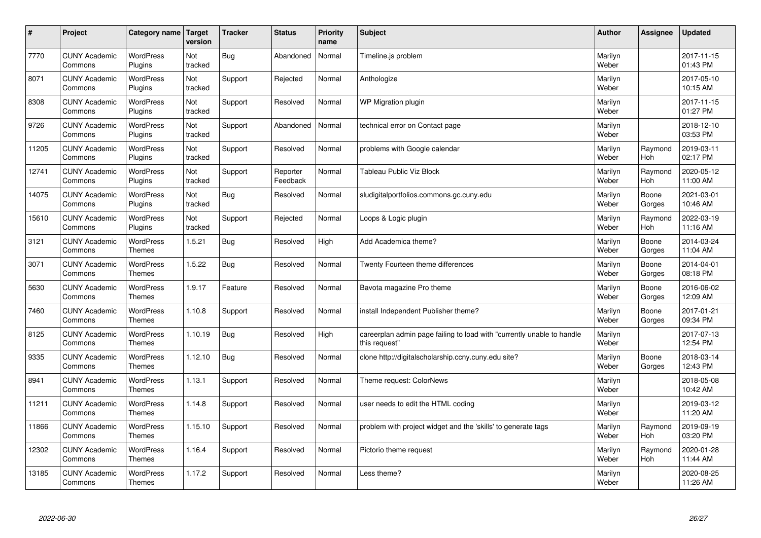| # | Project | Category name | Target version | Tracker | Status | Priority name | Subject | Author | Assignee | Updated |
|---|---|---|---|---|---|---|---|---|---|---|
| 7770 | CUNY Academic Commons | WordPress Plugins | Not tracked | Bug | Abandoned | Normal | Timeline.js problem | Marilyn Weber | | 2017-11-15 01:43 PM |
| 8071 | CUNY Academic Commons | WordPress Plugins | Not tracked | Support | Rejected | Normal | Anthologize | Marilyn Weber | | 2017-05-10 10:15 AM |
| 8308 | CUNY Academic Commons | WordPress Plugins | Not tracked | Support | Resolved | Normal | WP Migration plugin | Marilyn Weber | | 2017-11-15 01:27 PM |
| 9726 | CUNY Academic Commons | WordPress Plugins | Not tracked | Support | Abandoned | Normal | technical error on Contact page | Marilyn Weber | | 2018-12-10 03:53 PM |
| 11205 | CUNY Academic Commons | WordPress Plugins | Not tracked | Support | Resolved | Normal | problems with Google calendar | Marilyn Weber | Raymond Hoh | 2019-03-11 02:17 PM |
| 12741 | CUNY Academic Commons | WordPress Plugins | Not tracked | Support | Reporter Feedback | Normal | Tableau Public Viz Block | Marilyn Weber | Raymond Hoh | 2020-05-12 11:00 AM |
| 14075 | CUNY Academic Commons | WordPress Plugins | Not tracked | Bug | Resolved | Normal | sludigitalportfolios.commons.gc.cuny.edu | Marilyn Weber | Boone Gorges | 2021-03-01 10:46 AM |
| 15610 | CUNY Academic Commons | WordPress Plugins | Not tracked | Support | Rejected | Normal | Loops & Logic plugin | Marilyn Weber | Raymond Hoh | 2022-03-19 11:16 AM |
| 3121 | CUNY Academic Commons | WordPress Themes | 1.5.21 | Bug | Resolved | High | Add Academica theme? | Marilyn Weber | Boone Gorges | 2014-03-24 11:04 AM |
| 3071 | CUNY Academic Commons | WordPress Themes | 1.5.22 | Bug | Resolved | Normal | Twenty Fourteen theme differences | Marilyn Weber | Boone Gorges | 2014-04-01 08:18 PM |
| 5630 | CUNY Academic Commons | WordPress Themes | 1.9.17 | Feature | Resolved | Normal | Bavota magazine Pro theme | Marilyn Weber | Boone Gorges | 2016-06-02 12:09 AM |
| 7460 | CUNY Academic Commons | WordPress Themes | 1.10.8 | Support | Resolved | Normal | install Independent Publisher theme? | Marilyn Weber | Boone Gorges | 2017-01-21 09:34 PM |
| 8125 | CUNY Academic Commons | WordPress Themes | 1.10.19 | Bug | Resolved | High | careerplan admin page failing to load with "currently unable to handle this request" | Marilyn Weber | | 2017-07-13 12:54 PM |
| 9335 | CUNY Academic Commons | WordPress Themes | 1.12.10 | Bug | Resolved | Normal | clone http://digitalscholarship.ccny.cuny.edu site? | Marilyn Weber | Boone Gorges | 2018-03-14 12:43 PM |
| 8941 | CUNY Academic Commons | WordPress Themes | 1.13.1 | Support | Resolved | Normal | Theme request: ColorNews | Marilyn Weber | | 2018-05-08 10:42 AM |
| 11211 | CUNY Academic Commons | WordPress Themes | 1.14.8 | Support | Resolved | Normal | user needs to edit the HTML coding | Marilyn Weber | | 2019-03-12 11:20 AM |
| 11866 | CUNY Academic Commons | WordPress Themes | 1.15.10 | Support | Resolved | Normal | problem with project widget and the 'skills' to generate tags | Marilyn Weber | Raymond Hoh | 2019-09-19 03:20 PM |
| 12302 | CUNY Academic Commons | WordPress Themes | 1.16.4 | Support | Resolved | Normal | Pictorio theme request | Marilyn Weber | Raymond Hoh | 2020-01-28 11:44 AM |
| 13185 | CUNY Academic Commons | WordPress Themes | 1.17.2 | Support | Resolved | Normal | Less theme? | Marilyn Weber | | 2020-08-25 11:26 AM |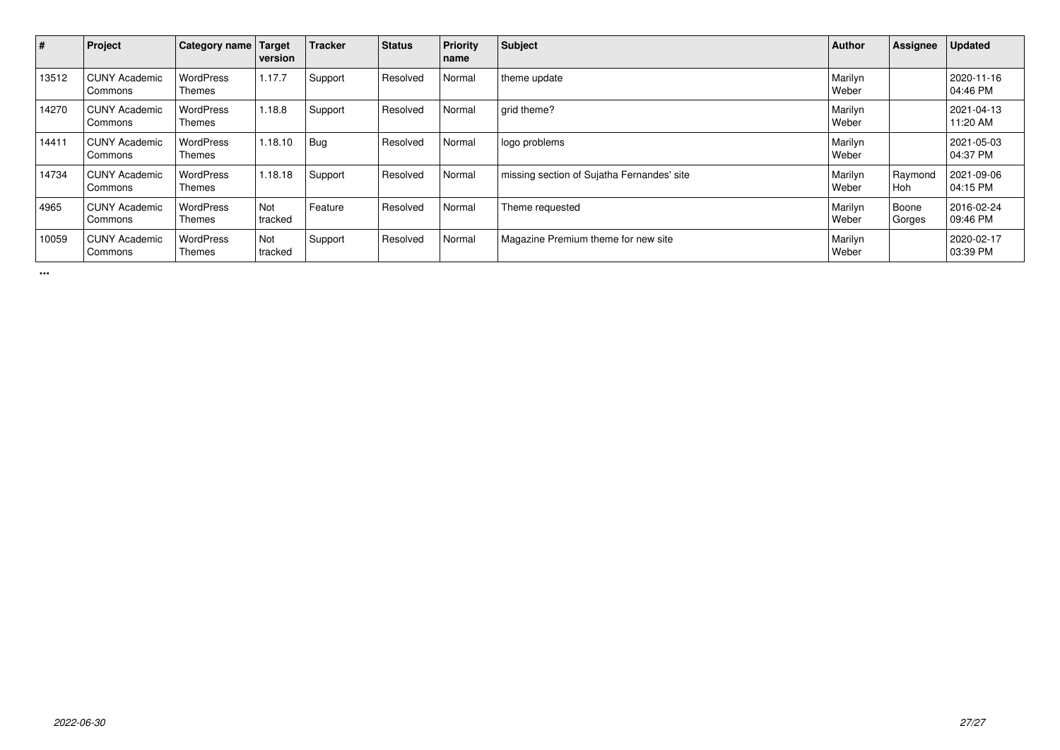| # | Project | Category name | Target version | Tracker | Status | Priority name | Subject | Author | Assignee | Updated |
|---|---|---|---|---|---|---|---|---|---|---|
| 13512 | CUNY Academic Commons | WordPress Themes | 1.17.7 | Support | Resolved | Normal | theme update | Marilyn Weber | | 2020-11-16 04:46 PM |
| 14270 | CUNY Academic Commons | WordPress Themes | 1.18.8 | Support | Resolved | Normal | grid theme? | Marilyn Weber | | 2021-04-13 11:20 AM |
| 14411 | CUNY Academic Commons | WordPress Themes | 1.18.10 | Bug | Resolved | Normal | logo problems | Marilyn Weber | | 2021-05-03 04:37 PM |
| 14734 | CUNY Academic Commons | WordPress Themes | 1.18.18 | Support | Resolved | Normal | missing section of Sujatha Fernandes' site | Marilyn Weber | Raymond Hoh | 2021-09-06 04:15 PM |
| 4965 | CUNY Academic Commons | WordPress Themes | Not tracked | Feature | Resolved | Normal | Theme requested | Marilyn Weber | Boone Gorges | 2016-02-24 09:46 PM |
| 10059 | CUNY Academic Commons | WordPress Themes | Not tracked | Support | Resolved | Normal | Magazine Premium theme for new site | Marilyn Weber | | 2020-02-17 03:39 PM |

...